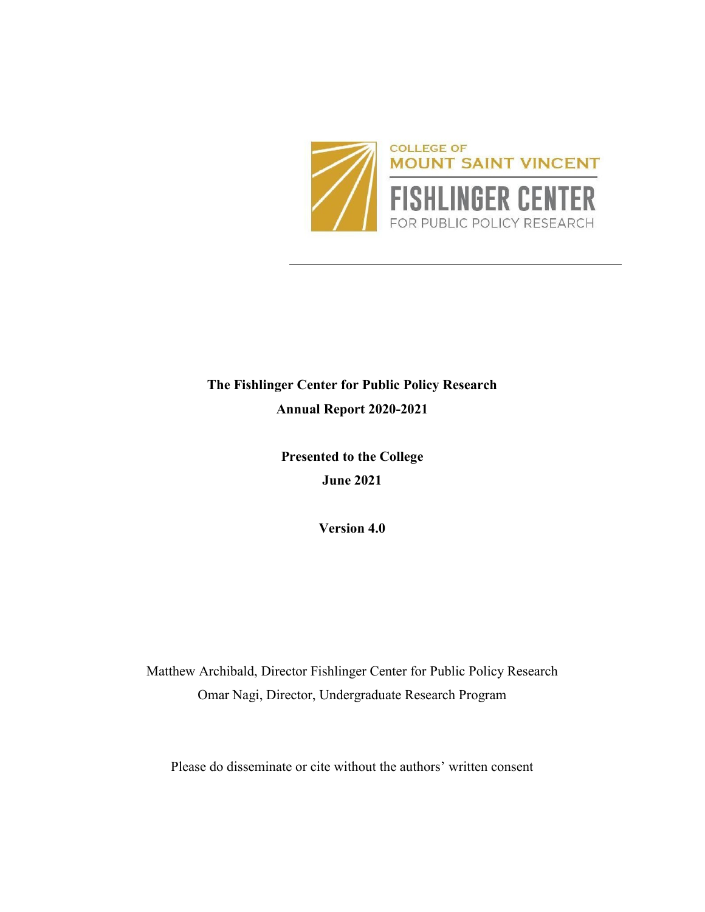COLLEGE OF
MOUNT SAINT VINCENT
FISHLINGER CENTER
FOR PUBLIC POLICY RESEARCH

---

**The Fishlinger Center for Public Policy Research**

**Annual Report 2020-2021**

**Presented to the College**

**June 2021**

**Version 4.0**

Matthew Archibald, Director Fishlinger Center for Public Policy Research

Omar Nagi, Director, Undergraduate Research Program

Please do disseminate or cite without the authors' written consent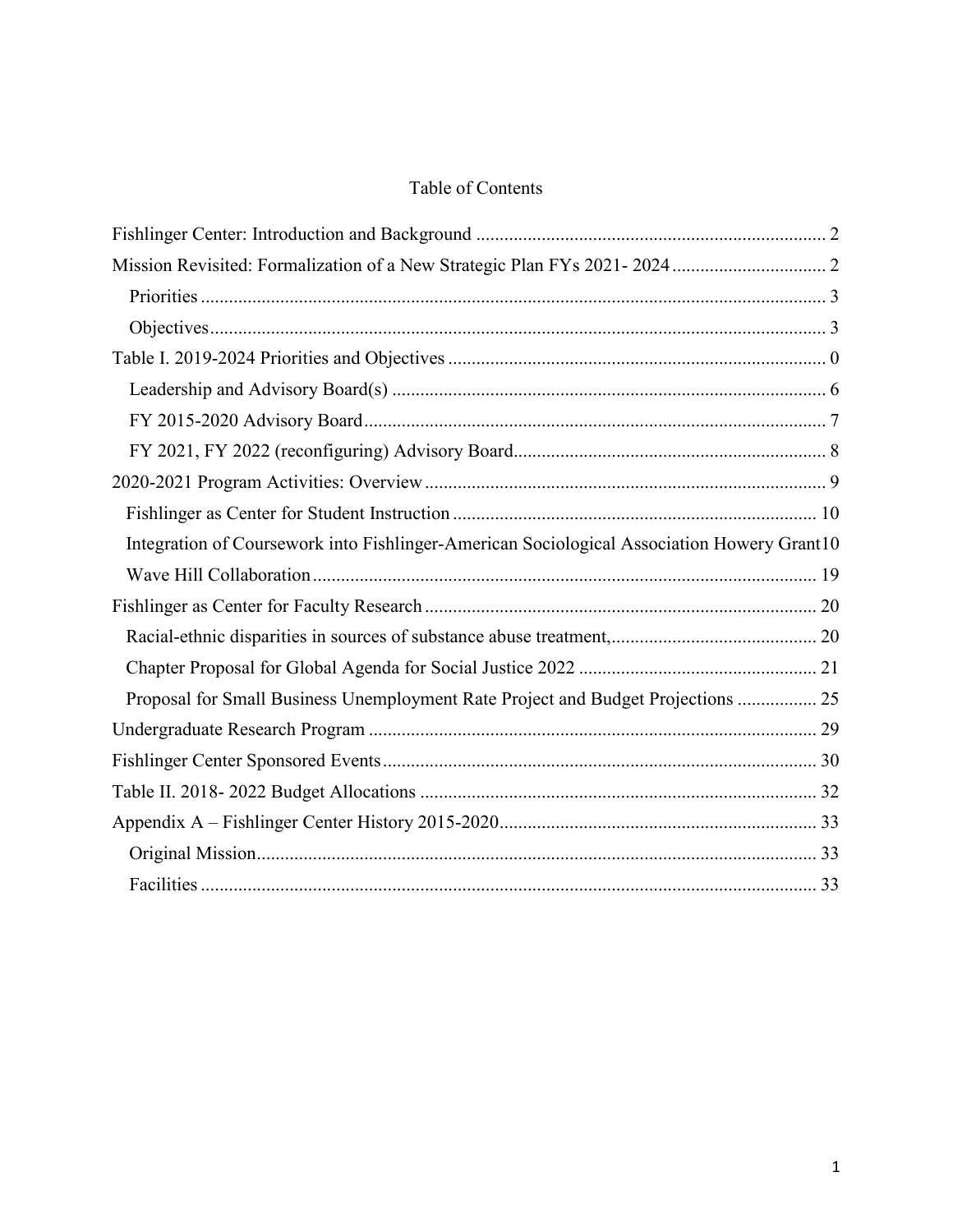# Table of Contents

Fishlinger Center: Introduction and Background .......................................................................... 2

Mission Revisited: Formalization of a New Strategic Plan FYs 2021- 2024 ................................. 2

- Priorities .................................................................................................................................... 3
- Objectives................................................................................................................................... 3

Table I. 2019-2024 Priorities and Objectives ................................................................................ 0

- Leadership and Advisory Board(s) ............................................................................................ 6
- FY 2015-2020 Advisory Board.................................................................................................. 7
- FY 2021, FY 2022 (reconfiguring) Advisory Board.................................................................. 8

2020-2021 Program Activities: Overview ..................................................................................... 9

- Fishlinger as Center for Student Instruction ............................................................................. 10
- Integration of Coursework into Fishlinger-American Sociological Association Howery Grant10
- Wave Hill Collaboration ........................................................................................................... 19

Fishlinger as Center for Faculty Research ................................................................................... 20

- Racial-ethnic disparities in sources of substance abuse treatment,............................................ 20
- Chapter Proposal for Global Agenda for Social Justice 2022 .................................................. 21
- Proposal for Small Business Unemployment Rate Project and Budget Projections ................. 25

Undergraduate Research Program ............................................................................................... 29

Fishlinger Center Sponsored Events............................................................................................ 30

Table II. 2018- 2022 Budget Allocations .................................................................................... 32

Appendix A – Fishlinger Center History 2015-2020................................................................... 33

- Original Mission........................................................................................................................ 33
- Facilities ................................................................................................................................... 33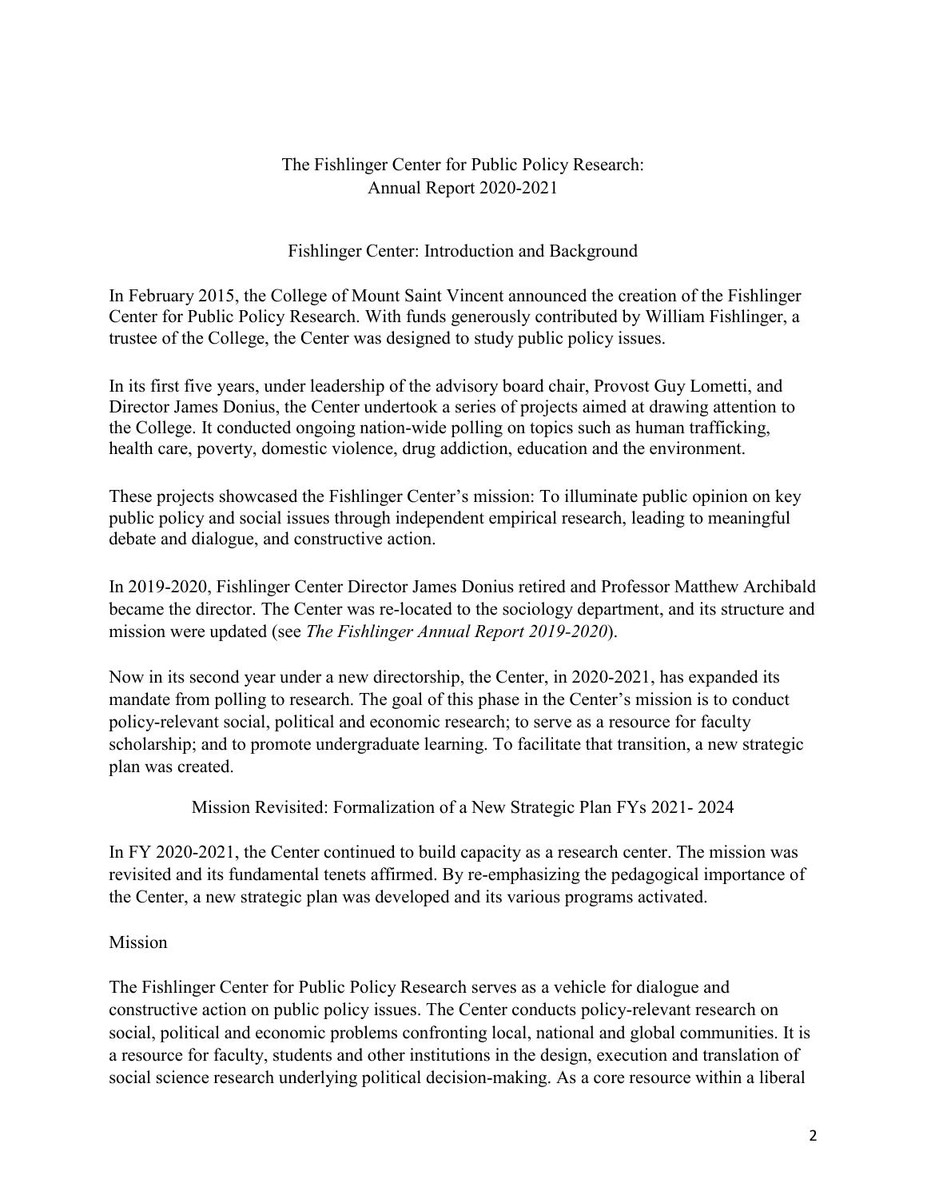# The Fishlinger Center for Public Policy Research: Annual Report 2020-2021

## Fishlinger Center: Introduction and Background

In February 2015, the College of Mount Saint Vincent announced the creation of the Fishlinger Center for Public Policy Research. With funds generously contributed by William Fishlinger, a trustee of the College, the Center was designed to study public policy issues.

In its first five years, under leadership of the advisory board chair, Provost Guy Lometti, and Director James Donius, the Center undertook a series of projects aimed at drawing attention to the College. It conducted ongoing nation-wide polling on topics such as human trafficking, health care, poverty, domestic violence, drug addiction, education and the environment.

These projects showcased the Fishlinger Center's mission: To illuminate public opinion on key public policy and social issues through independent empirical research, leading to meaningful debate and dialogue, and constructive action.

In 2019-2020, Fishlinger Center Director James Donius retired and Professor Matthew Archibald became the director. The Center was re-located to the sociology department, and its structure and mission were updated (see *The Fishlinger Annual Report 2019-2020*).

Now in its second year under a new directorship, the Center, in 2020-2021, has expanded its mandate from polling to research. The goal of this phase in the Center's mission is to conduct policy-relevant social, political and economic research; to serve as a resource for faculty scholarship; and to promote undergraduate learning. To facilitate that transition, a new strategic plan was created.

## Mission Revisited: Formalization of a New Strategic Plan FYs 2021- 2024

In FY 2020-2021, the Center continued to build capacity as a research center. The mission was revisited and its fundamental tenets affirmed. By re-emphasizing the pedagogical importance of the Center, a new strategic plan was developed and its various programs activated.

### Mission

The Fishlinger Center for Public Policy Research serves as a vehicle for dialogue and constructive action on public policy issues. The Center conducts policy-relevant research on social, political and economic problems confronting local, national and global communities. It is a resource for faculty, students and other institutions in the design, execution and translation of social science research underlying political decision-making. As a core resource within a liberal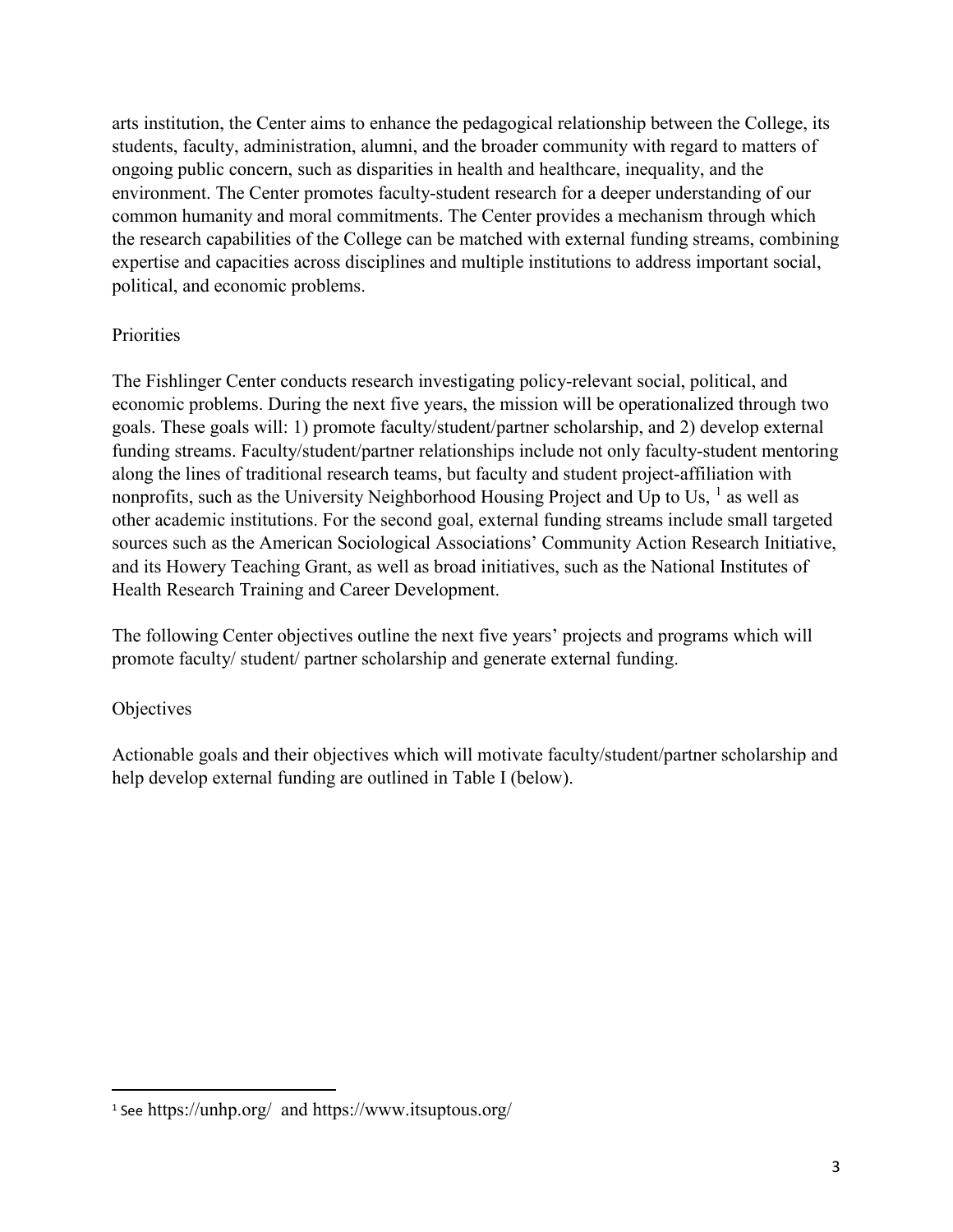arts institution, the Center aims to enhance the pedagogical relationship between the College, its students, faculty, administration, alumni, and the broader community with regard to matters of ongoing public concern, such as disparities in health and healthcare, inequality, and the environment. The Center promotes faculty-student research for a deeper understanding of our common humanity and moral commitments. The Center provides a mechanism through which the research capabilities of the College can be matched with external funding streams, combining expertise and capacities across disciplines and multiple institutions to address important social, political, and economic problems.

## Priorities

The Fishlinger Center conducts research investigating policy-relevant social, political, and economic problems. During the next five years, the mission will be operationalized through two goals. These goals will: 1) promote faculty/student/partner scholarship, and 2) develop external funding streams. Faculty/student/partner relationships include not only faculty-student mentoring along the lines of traditional research teams, but faculty and student project-affiliation with nonprofits, such as the University Neighborhood Housing Project and Up to Us, [1] as well as other academic institutions. For the second goal, external funding streams include small targeted sources such as the American Sociological Associations' Community Action Research Initiative, and its Howery Teaching Grant, as well as broad initiatives, such as the National Institutes of Health Research Training and Career Development.

The following Center objectives outline the next five years' projects and programs which will promote faculty/ student/ partner scholarship and generate external funding.

## Objectives

Actionable goals and their objectives which will motivate faculty/student/partner scholarship and help develop external funding are outlined in Table I (below).

[1] See https://unhp.org/ and https://www.itsuptous.org/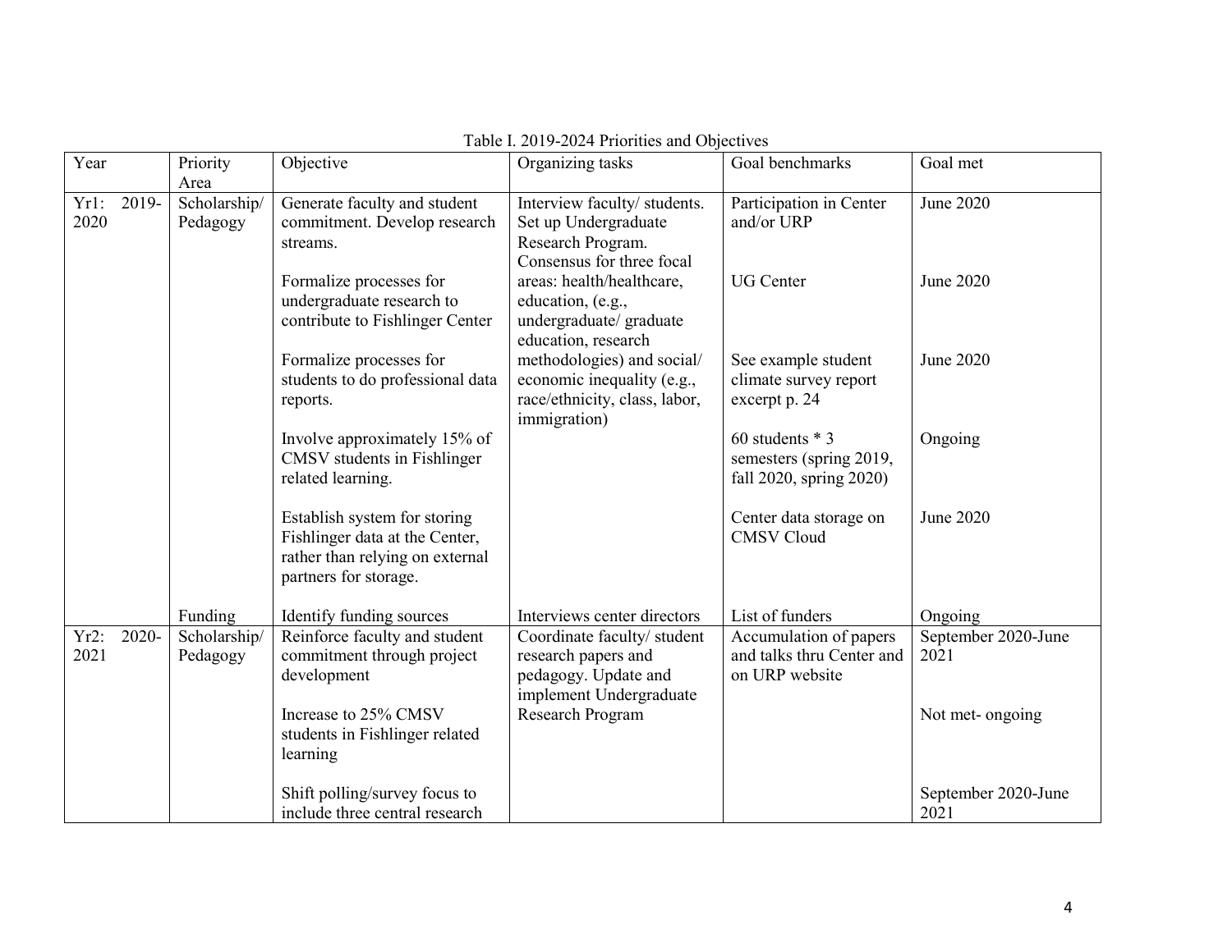Table I. 2019-2024 Priorities and Objectives

| Year | Priority Area | Objective | Organizing tasks | Goal benchmarks | Goal met |
|---|---|---|---|---|---|
| Yr1: 2019-2020 | Scholarship/ Pedagogy | Generate faculty and student commitment. Develop research streams. | Interview faculty/ students. Set up Undergraduate Research Program. Consensus for three focal areas: health/healthcare, education, (e.g., undergraduate/ graduate education, research methodologies) and social/ economic inequality (e.g., race/ethnicity, class, labor, immigration) | Participation in Center and/or URP | June 2020 |
| | | Formalize processes for undergraduate research to contribute to Fishlinger Center | | UG Center | June 2020 |
| | | Formalize processes for students to do professional data reports. | | See example student climate survey report excerpt p. 24 | June 2020 |
| | | Involve approximately 15% of CMSV students in Fishlinger related learning. | | 60 students * 3 semesters (spring 2019, fall 2020, spring 2020) | Ongoing |
| | | Establish system for storing Fishlinger data at the Center, rather than relying on external partners for storage. | | Center data storage on CMSV Cloud | June 2020 |
| | Funding | Identify funding sources | Interviews center directors | List of funders | Ongoing |
| Yr2: 2020-2021 | Scholarship/ Pedagogy | Reinforce faculty and student commitment through project development | Coordinate faculty/ student research papers and pedagogy. Update and implement Undergraduate Research Program | Accumulation of papers and talks thru Center and on URP website | September 2020-June 2021 |
| | | Increase to 25% CMSV students in Fishlinger related learning | | | Not met- ongoing |
| | | Shift polling/survey focus to include three central research | | | September 2020-June 2021 |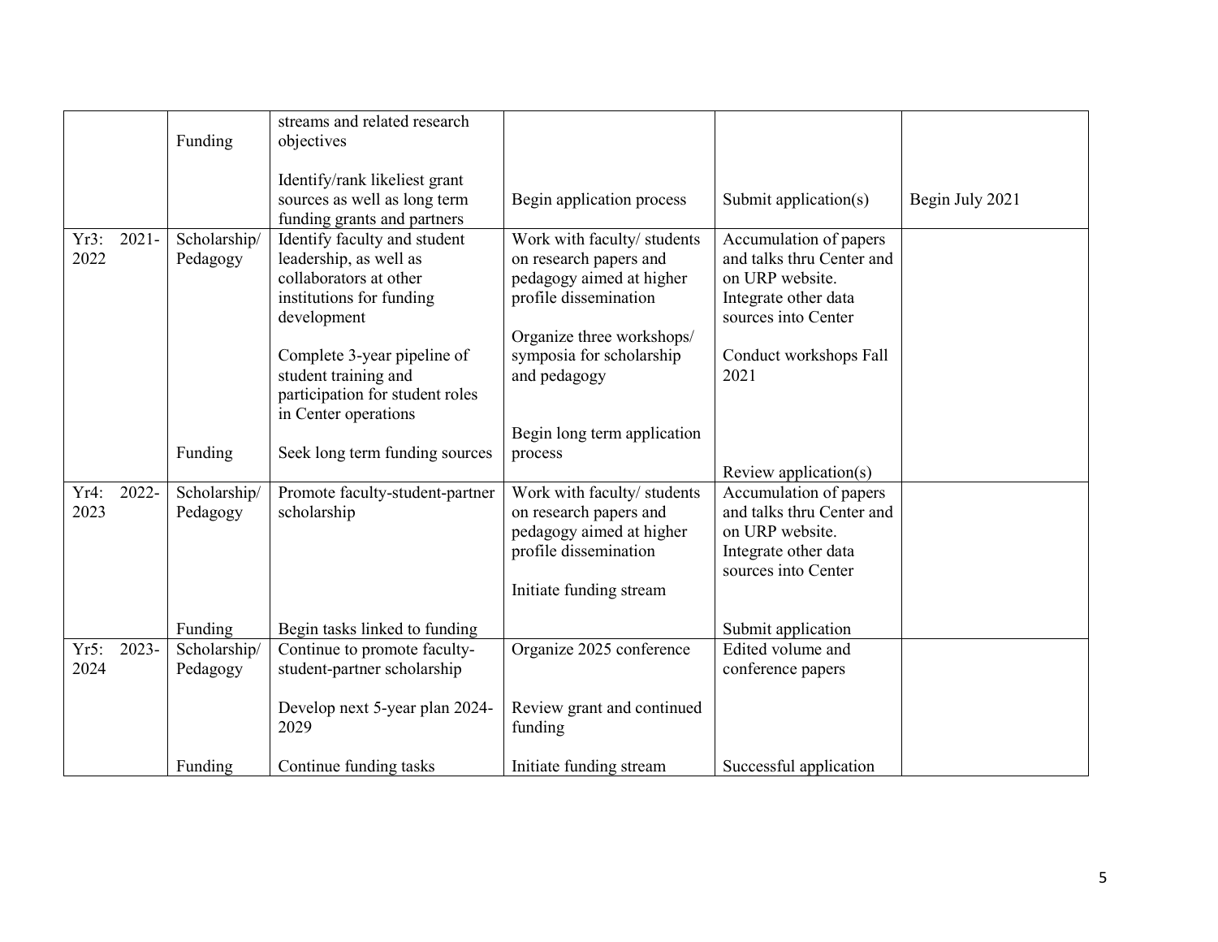| | | | | | |
|---|---|---|---|---|---|
| | Funding | streams and related research objectives<br><br>Identify/rank likeliest grant sources as well as long term funding grants and partners | Begin application process | Submit application(s) | Begin July 2021 |
| Yr3: 2021-2022 | Scholarship/ Pedagogy | Identify faculty and student leadership, as well as collaborators at other institutions for funding development<br><br>Complete 3-year pipeline of student training and participation for student roles in Center operations | Work with faculty/ students on research papers and pedagogy aimed at higher profile dissemination<br><br>Organize three workshops/ symposia for scholarship and pedagogy | Accumulation of papers and talks thru Center and on URP website. Integrate other data sources into Center<br><br>Conduct workshops Fall 2021 | |
| | Funding | Seek long term funding sources | Begin long term application process | Review application(s) | |
| Yr4: 2022-2023 | Scholarship/ Pedagogy | Promote faculty-student-partner scholarship | Work with faculty/ students on research papers and pedagogy aimed at higher profile dissemination<br><br>Initiate funding stream | Accumulation of papers and talks thru Center and on URP website. Integrate other data sources into Center | |
| | Funding | Begin tasks linked to funding | | Submit application | |
| Yr5: 2023-2024 | Scholarship/ Pedagogy | Continue to promote faculty-student-partner scholarship<br><br>Develop next 5-year plan 2024-2029 | Organize 2025 conference<br><br>Review grant and continued funding | Edited volume and conference papers | |
| | Funding | Continue funding tasks | Initiate funding stream | Successful application | |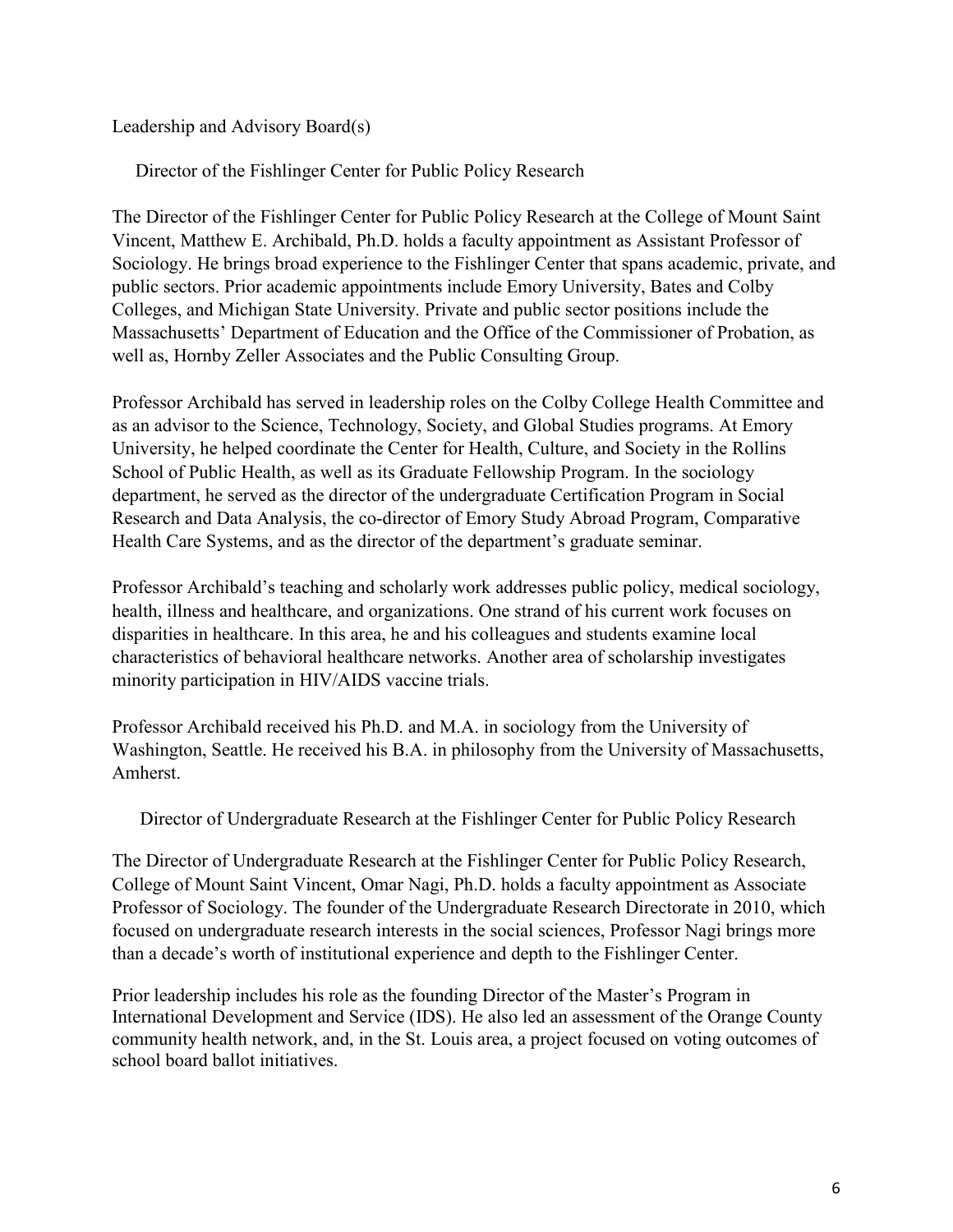## Leadership and Advisory Board(s)

### Director of the Fishlinger Center for Public Policy Research

The Director of the Fishlinger Center for Public Policy Research at the College of Mount Saint Vincent, Matthew E. Archibald, Ph.D. holds a faculty appointment as Assistant Professor of Sociology. He brings broad experience to the Fishlinger Center that spans academic, private, and public sectors. Prior academic appointments include Emory University, Bates and Colby Colleges, and Michigan State University. Private and public sector positions include the Massachusetts' Department of Education and the Office of the Commissioner of Probation, as well as, Hornby Zeller Associates and the Public Consulting Group.

Professor Archibald has served in leadership roles on the Colby College Health Committee and as an advisor to the Science, Technology, Society, and Global Studies programs. At Emory University, he helped coordinate the Center for Health, Culture, and Society in the Rollins School of Public Health, as well as its Graduate Fellowship Program. In the sociology department, he served as the director of the undergraduate Certification Program in Social Research and Data Analysis, the co-director of Emory Study Abroad Program, Comparative Health Care Systems, and as the director of the department's graduate seminar.

Professor Archibald's teaching and scholarly work addresses public policy, medical sociology, health, illness and healthcare, and organizations. One strand of his current work focuses on disparities in healthcare. In this area, he and his colleagues and students examine local characteristics of behavioral healthcare networks. Another area of scholarship investigates minority participation in HIV/AIDS vaccine trials.

Professor Archibald received his Ph.D. and M.A. in sociology from the University of Washington, Seattle. He received his B.A. in philosophy from the University of Massachusetts, Amherst.

### Director of Undergraduate Research at the Fishlinger Center for Public Policy Research

The Director of Undergraduate Research at the Fishlinger Center for Public Policy Research, College of Mount Saint Vincent, Omar Nagi, Ph.D. holds a faculty appointment as Associate Professor of Sociology. The founder of the Undergraduate Research Directorate in 2010, which focused on undergraduate research interests in the social sciences, Professor Nagi brings more than a decade's worth of institutional experience and depth to the Fishlinger Center.

Prior leadership includes his role as the founding Director of the Master's Program in International Development and Service (IDS). He also led an assessment of the Orange County community health network, and, in the St. Louis area, a project focused on voting outcomes of school board ballot initiatives.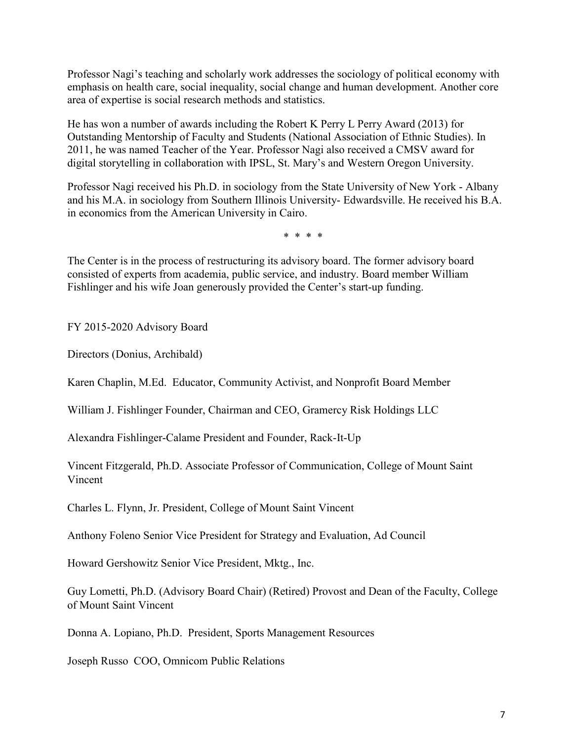Professor Nagi's teaching and scholarly work addresses the sociology of political economy with emphasis on health care, social inequality, social change and human development. Another core area of expertise is social research methods and statistics.

He has won a number of awards including the Robert K Perry L Perry Award (2013) for Outstanding Mentorship of Faculty and Students (National Association of Ethnic Studies). In 2011, he was named Teacher of the Year. Professor Nagi also received a CMSV award for digital storytelling in collaboration with IPSL, St. Mary's and Western Oregon University.

Professor Nagi received his Ph.D. in sociology from the State University of New York - Albany and his M.A. in sociology from Southern Illinois University- Edwardsville. He received his B.A. in economics from the American University in Cairo.

\* \* \* \*

The Center is in the process of restructuring its advisory board. The former advisory board consisted of experts from academia, public service, and industry. Board member William Fishlinger and his wife Joan generously provided the Center's start-up funding.

FY 2015-2020 Advisory Board

Directors (Donius, Archibald)

Karen Chaplin, M.Ed. Educator, Community Activist, and Nonprofit Board Member

William J. Fishlinger Founder, Chairman and CEO, Gramercy Risk Holdings LLC

Alexandra Fishlinger-Calame President and Founder, Rack-It-Up

Vincent Fitzgerald, Ph.D. Associate Professor of Communication, College of Mount Saint Vincent

Charles L. Flynn, Jr. President, College of Mount Saint Vincent

Anthony Foleno Senior Vice President for Strategy and Evaluation, Ad Council

Howard Gershowitz Senior Vice President, Mktg., Inc.

Guy Lometti, Ph.D. (Advisory Board Chair) (Retired) Provost and Dean of the Faculty, College of Mount Saint Vincent

Donna A. Lopiano, Ph.D. President, Sports Management Resources

Joseph Russo COO, Omnicom Public Relations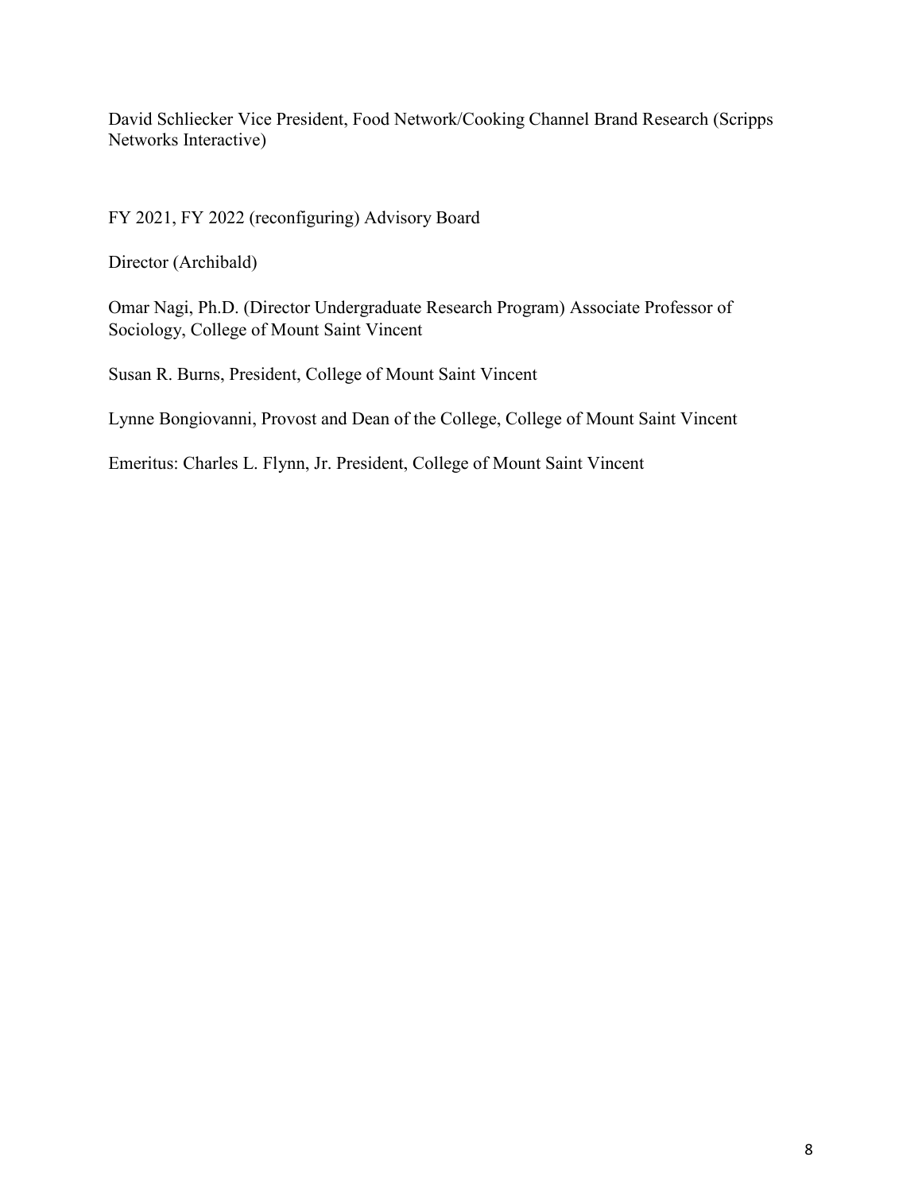David Schliecker Vice President, Food Network/Cooking Channel Brand Research (Scripps Networks Interactive)

FY 2021, FY 2022 (reconfiguring) Advisory Board

Director (Archibald)

Omar Nagi, Ph.D. (Director Undergraduate Research Program) Associate Professor of Sociology, College of Mount Saint Vincent

Susan R. Burns, President, College of Mount Saint Vincent

Lynne Bongiovanni, Provost and Dean of the College, College of Mount Saint Vincent

Emeritus: Charles L. Flynn, Jr. President, College of Mount Saint Vincent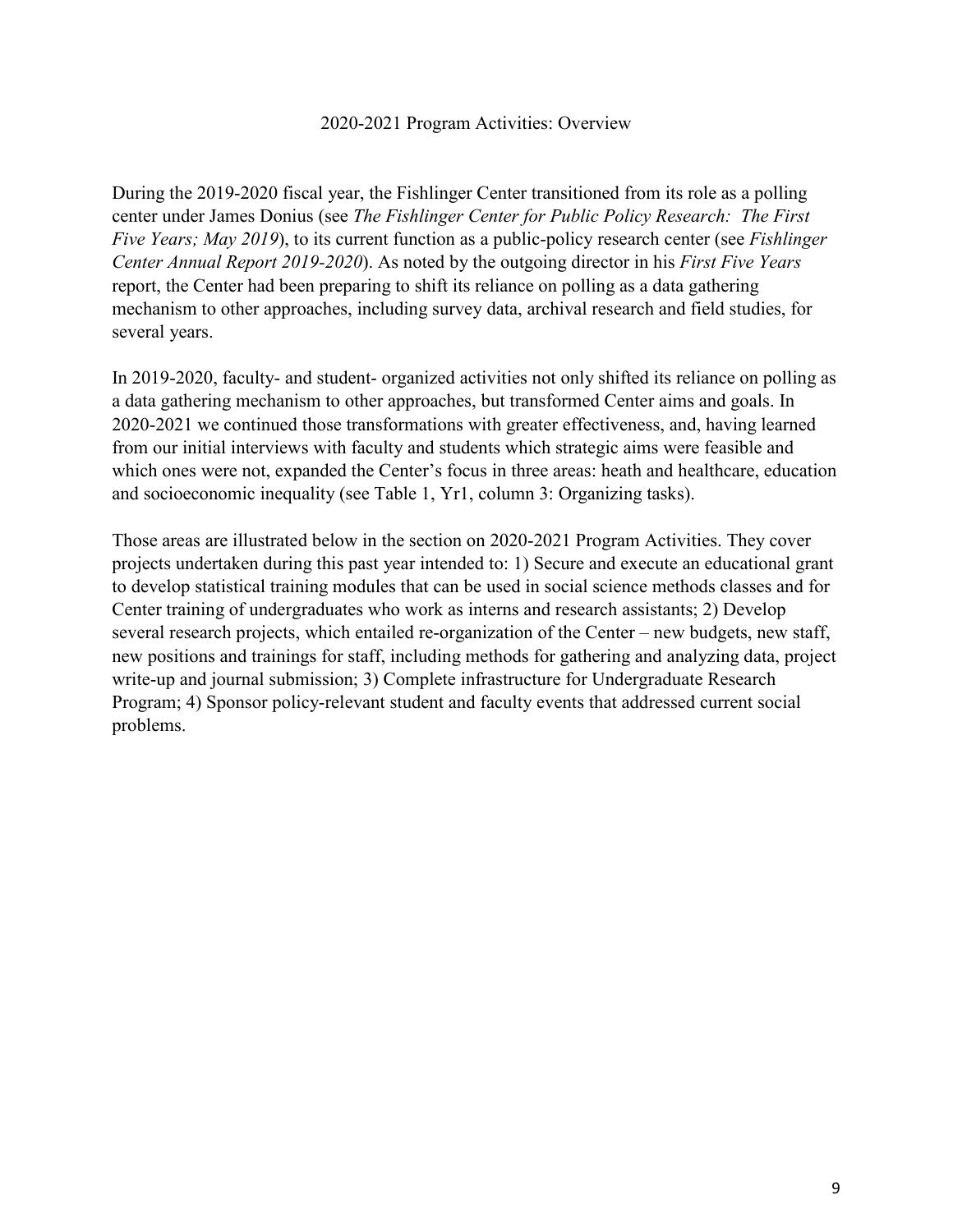## 2020-2021 Program Activities: Overview

During the 2019-2020 fiscal year, the Fishlinger Center transitioned from its role as a polling center under James Donius (see *The Fishlinger Center for Public Policy Research: The First Five Years; May 2019*), to its current function as a public-policy research center (see *Fishlinger Center Annual Report 2019-2020*). As noted by the outgoing director in his *First Five Years* report, the Center had been preparing to shift its reliance on polling as a data gathering mechanism to other approaches, including survey data, archival research and field studies, for several years.

In 2019-2020, faculty- and student- organized activities not only shifted its reliance on polling as a data gathering mechanism to other approaches, but transformed Center aims and goals. In 2020-2021 we continued those transformations with greater effectiveness, and, having learned from our initial interviews with faculty and students which strategic aims were feasible and which ones were not, expanded the Center's focus in three areas: heath and healthcare, education and socioeconomic inequality (see Table 1, Yr1, column 3: Organizing tasks).

Those areas are illustrated below in the section on 2020-2021 Program Activities. They cover projects undertaken during this past year intended to: 1) Secure and execute an educational grant to develop statistical training modules that can be used in social science methods classes and for Center training of undergraduates who work as interns and research assistants; 2) Develop several research projects, which entailed re-organization of the Center – new budgets, new staff, new positions and trainings for staff, including methods for gathering and analyzing data, project write-up and journal submission; 3) Complete infrastructure for Undergraduate Research Program; 4) Sponsor policy-relevant student and faculty events that addressed current social problems.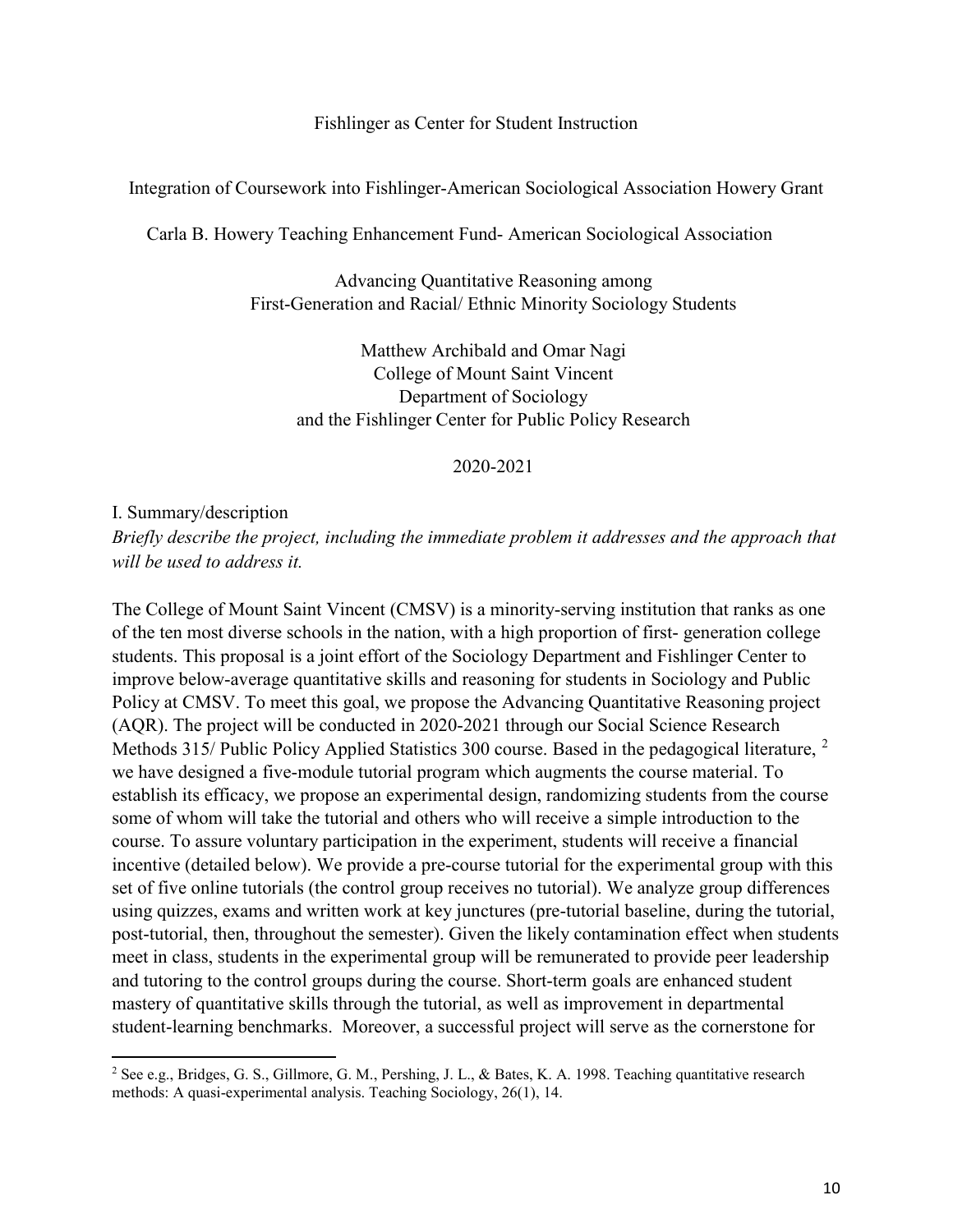Fishlinger as Center for Student Instruction

Integration of Coursework into Fishlinger-American Sociological Association Howery Grant

Carla B. Howery Teaching Enhancement Fund- American Sociological Association

Advancing Quantitative Reasoning among
First-Generation and Racial/ Ethnic Minority Sociology Students

Matthew Archibald and Omar Nagi
College of Mount Saint Vincent
Department of Sociology
and the Fishlinger Center for Public Policy Research

2020-2021

I. Summary/description

*Briefly describe the project, including the immediate problem it addresses and the approach that will be used to address it.*

The College of Mount Saint Vincent (CMSV) is a minority-serving institution that ranks as one of the ten most diverse schools in the nation, with a high proportion of first- generation college students. This proposal is a joint effort of the Sociology Department and Fishlinger Center to improve below-average quantitative skills and reasoning for students in Sociology and Public Policy at CMSV. To meet this goal, we propose the Advancing Quantitative Reasoning project (AQR). The project will be conducted in 2020-2021 through our Social Science Research Methods 315/ Public Policy Applied Statistics 300 course. Based in the pedagogical literature, [2] we have designed a five-module tutorial program which augments the course material. To establish its efficacy, we propose an experimental design, randomizing students from the course some of whom will take the tutorial and others who will receive a simple introduction to the course. To assure voluntary participation in the experiment, students will receive a financial incentive (detailed below). We provide a pre-course tutorial for the experimental group with this set of five online tutorials (the control group receives no tutorial). We analyze group differences using quizzes, exams and written work at key junctures (pre-tutorial baseline, during the tutorial, post-tutorial, then, throughout the semester). Given the likely contamination effect when students meet in class, students in the experimental group will be remunerated to provide peer leadership and tutoring to the control groups during the course. Short-term goals are enhanced student mastery of quantitative skills through the tutorial, as well as improvement in departmental student-learning benchmarks. Moreover, a successful project will serve as the cornerstone for

[2] See e.g., Bridges, G. S., Gillmore, G. M., Pershing, J. L., & Bates, K. A. 1998. Teaching quantitative research methods: A quasi-experimental analysis. Teaching Sociology, 26(1), 14.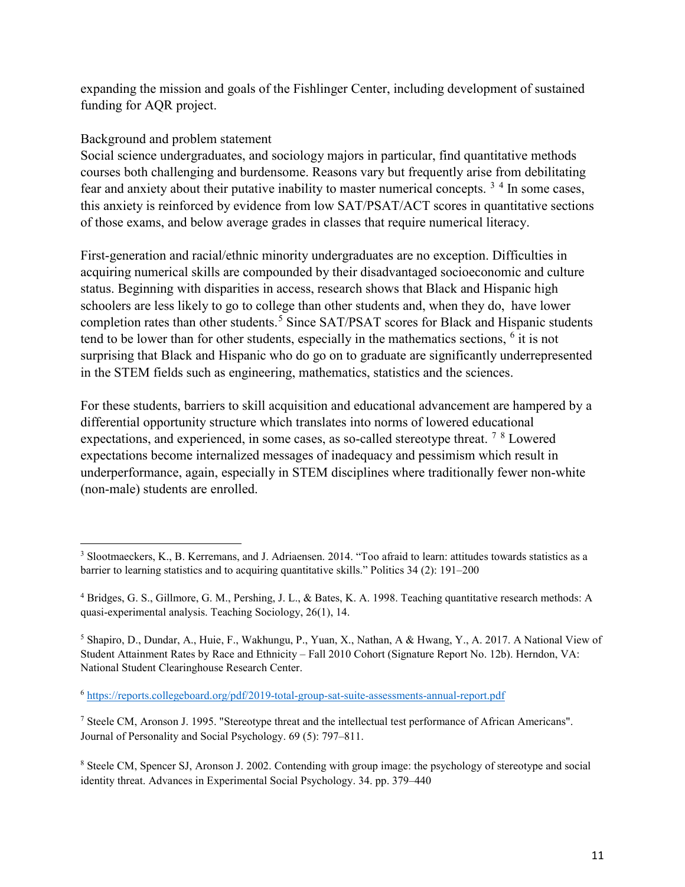expanding the mission and goals of the Fishlinger Center, including development of sustained funding for AQR project.

Background and problem statement

Social science undergraduates, and sociology majors in particular, find quantitative methods courses both challenging and burdensome. Reasons vary but frequently arise from debilitating fear and anxiety about their putative inability to master numerical concepts. [3] [4] In some cases, this anxiety is reinforced by evidence from low SAT/PSAT/ACT scores in quantitative sections of those exams, and below average grades in classes that require numerical literacy.

First-generation and racial/ethnic minority undergraduates are no exception. Difficulties in acquiring numerical skills are compounded by their disadvantaged socioeconomic and culture status. Beginning with disparities in access, research shows that Black and Hispanic high schoolers are less likely to go to college than other students and, when they do, have lower completion rates than other students.[5] Since SAT/PSAT scores for Black and Hispanic students tend to be lower than for other students, especially in the mathematics sections, [6] it is not surprising that Black and Hispanic who do go on to graduate are significantly underrepresented in the STEM fields such as engineering, mathematics, statistics and the sciences.

For these students, barriers to skill acquisition and educational advancement are hampered by a differential opportunity structure which translates into norms of lowered educational expectations, and experienced, in some cases, as so-called stereotype threat. [7] [8] Lowered expectations become internalized messages of inadequacy and pessimism which result in underperformance, again, especially in STEM disciplines where traditionally fewer non-white (non-male) students are enrolled.

---

[3] Slootmaeckers, K., B. Kerremans, and J. Adriaensen. 2014. "Too afraid to learn: attitudes towards statistics as a barrier to learning statistics and to acquiring quantitative skills." Politics 34 (2): 191–200

[4] Bridges, G. S., Gillmore, G. M., Pershing, J. L., & Bates, K. A. 1998. Teaching quantitative research methods: A quasi-experimental analysis. Teaching Sociology, 26(1), 14.

[5] Shapiro, D., Dundar, A., Huie, F., Wakhungu, P., Yuan, X., Nathan, A & Hwang, Y., A. 2017. A National View of Student Attainment Rates by Race and Ethnicity – Fall 2010 Cohort (Signature Report No. 12b). Herndon, VA: National Student Clearinghouse Research Center.

[6] https://reports.collegeboard.org/pdf/2019-total-group-sat-suite-assessments-annual-report.pdf

[7] Steele CM, Aronson J. 1995. "Stereotype threat and the intellectual test performance of African Americans". Journal of Personality and Social Psychology. 69 (5): 797–811.

[8] Steele CM, Spencer SJ, Aronson J. 2002. Contending with group image: the psychology of stereotype and social identity threat. Advances in Experimental Social Psychology. 34. pp. 379–440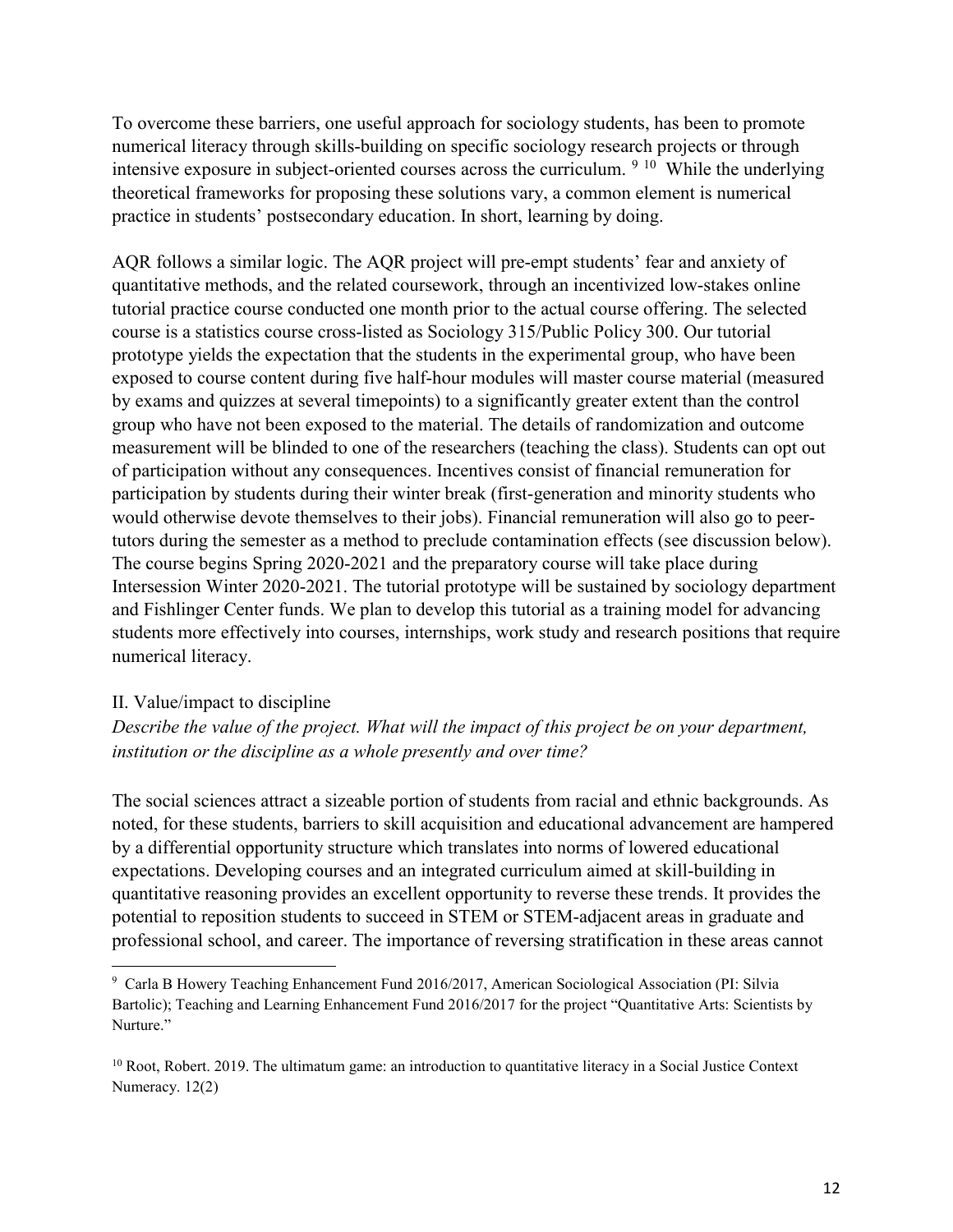To overcome these barriers, one useful approach for sociology students, has been to promote numerical literacy through skills-building on specific sociology research projects or through intensive exposure in subject-oriented courses across the curriculum. [9] [10] While the underlying theoretical frameworks for proposing these solutions vary, a common element is numerical practice in students' postsecondary education. In short, learning by doing.

AQR follows a similar logic. The AQR project will pre-empt students' fear and anxiety of quantitative methods, and the related coursework, through an incentivized low-stakes online tutorial practice course conducted one month prior to the actual course offering. The selected course is a statistics course cross-listed as Sociology 315/Public Policy 300. Our tutorial prototype yields the expectation that the students in the experimental group, who have been exposed to course content during five half-hour modules will master course material (measured by exams and quizzes at several timepoints) to a significantly greater extent than the control group who have not been exposed to the material. The details of randomization and outcome measurement will be blinded to one of the researchers (teaching the class). Students can opt out of participation without any consequences. Incentives consist of financial remuneration for participation by students during their winter break (first-generation and minority students who would otherwise devote themselves to their jobs). Financial remuneration will also go to peer-tutors during the semester as a method to preclude contamination effects (see discussion below). The course begins Spring 2020-2021 and the preparatory course will take place during Intersession Winter 2020-2021. The tutorial prototype will be sustained by sociology department and Fishlinger Center funds. We plan to develop this tutorial as a training model for advancing students more effectively into courses, internships, work study and research positions that require numerical literacy.

## II. Value/impact to discipline

*Describe the value of the project. What will the impact of this project be on your department, institution or the discipline as a whole presently and over time?*

The social sciences attract a sizeable portion of students from racial and ethnic backgrounds. As noted, for these students, barriers to skill acquisition and educational advancement are hampered by a differential opportunity structure which translates into norms of lowered educational expectations. Developing courses and an integrated curriculum aimed at skill-building in quantitative reasoning provides an excellent opportunity to reverse these trends. It provides the potential to reposition students to succeed in STEM or STEM-adjacent areas in graduate and professional school, and career. The importance of reversing stratification in these areas cannot

---

[9] Carla B Howery Teaching Enhancement Fund 2016/2017, American Sociological Association (PI: Silvia Bartolic); Teaching and Learning Enhancement Fund 2016/2017 for the project "Quantitative Arts: Scientists by Nurture."

[10] Root, Robert. 2019. The ultimatum game: an introduction to quantitative literacy in a Social Justice Context Numeracy. 12(2)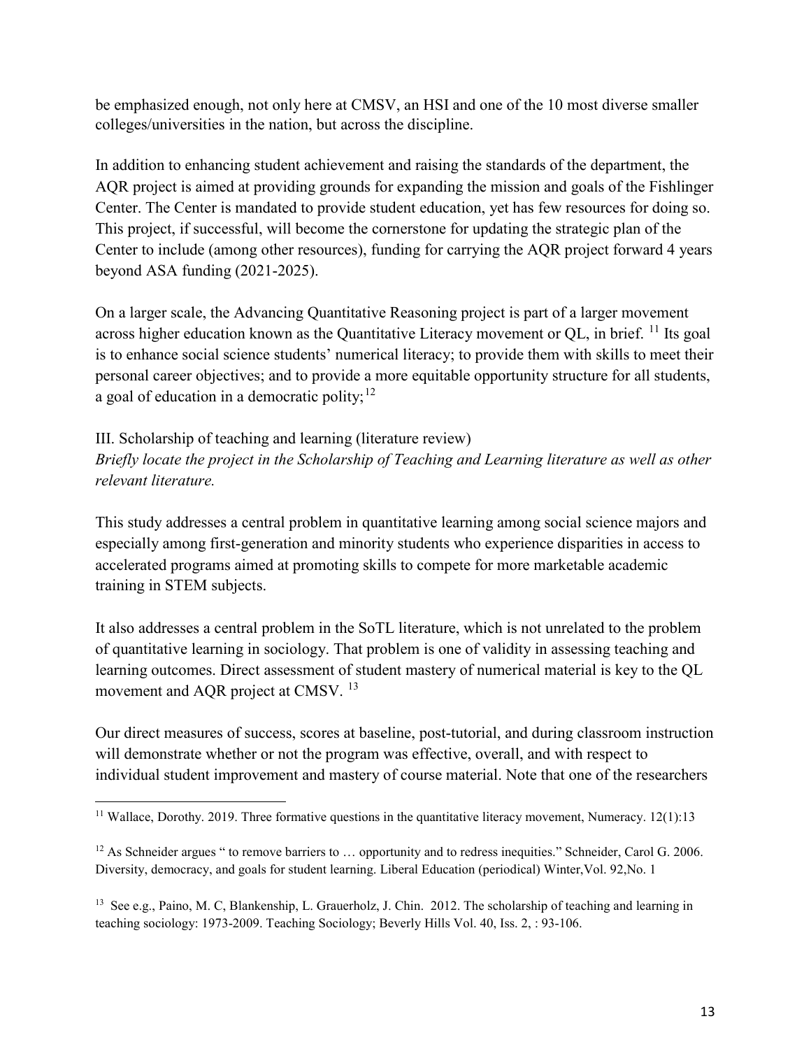be emphasized enough, not only here at CMSV, an HSI and one of the 10 most diverse smaller colleges/universities in the nation, but across the discipline.

In addition to enhancing student achievement and raising the standards of the department, the AQR project is aimed at providing grounds for expanding the mission and goals of the Fishlinger Center. The Center is mandated to provide student education, yet has few resources for doing so. This project, if successful, will become the cornerstone for updating the strategic plan of the Center to include (among other resources), funding for carrying the AQR project forward 4 years beyond ASA funding (2021-2025).

On a larger scale, the Advancing Quantitative Reasoning project is part of a larger movement across higher education known as the Quantitative Literacy movement or QL, in brief. [11] Its goal is to enhance social science students' numerical literacy; to provide them with skills to meet their personal career objectives; and to provide a more equitable opportunity structure for all students, a goal of education in a democratic polity;[12]

III. Scholarship of teaching and learning (literature review)

*Briefly locate the project in the Scholarship of Teaching and Learning literature as well as other relevant literature.*

This study addresses a central problem in quantitative learning among social science majors and especially among first-generation and minority students who experience disparities in access to accelerated programs aimed at promoting skills to compete for more marketable academic training in STEM subjects.

It also addresses a central problem in the SoTL literature, which is not unrelated to the problem of quantitative learning in sociology. That problem is one of validity in assessing teaching and learning outcomes. Direct assessment of student mastery of numerical material is key to the QL movement and AQR project at CMSV. [13]

Our direct measures of success, scores at baseline, post-tutorial, and during classroom instruction will demonstrate whether or not the program was effective, overall, and with respect to individual student improvement and mastery of course material. Note that one of the researchers

---

[11] Wallace, Dorothy. 2019. Three formative questions in the quantitative literacy movement, Numeracy. 12(1):13

[12] As Schneider argues " to remove barriers to … opportunity and to redress inequities." Schneider, Carol G. 2006. Diversity, democracy, and goals for student learning. Liberal Education (periodical) Winter,Vol. 92,No. 1

[13] See e.g., Paino, M. C, Blankenship, L. Grauerholz, J. Chin. 2012. The scholarship of teaching and learning in teaching sociology: 1973-2009. Teaching Sociology; Beverly Hills Vol. 40, Iss. 2, : 93-106.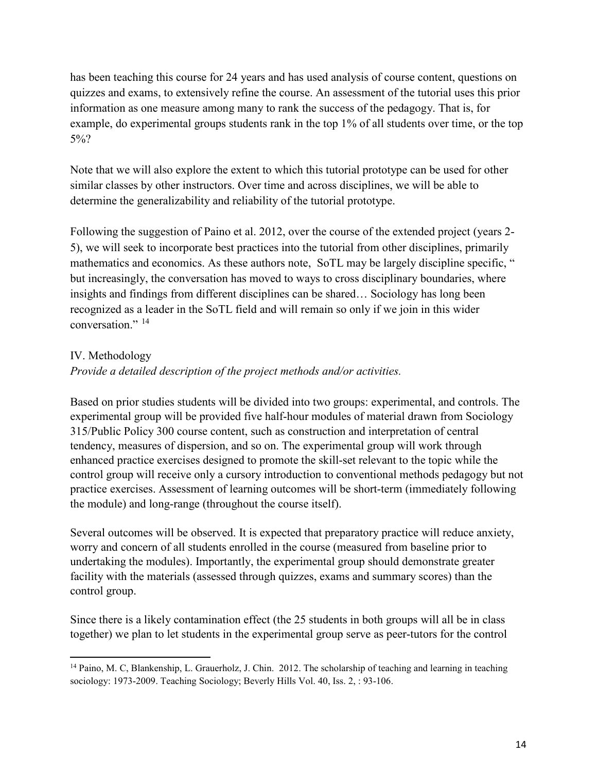has been teaching this course for 24 years and has used analysis of course content, questions on quizzes and exams, to extensively refine the course. An assessment of the tutorial uses this prior information as one measure among many to rank the success of the pedagogy. That is, for example, do experimental groups students rank in the top 1% of all students over time, or the top 5%?

Note that we will also explore the extent to which this tutorial prototype can be used for other similar classes by other instructors. Over time and across disciplines, we will be able to determine the generalizability and reliability of the tutorial prototype.

Following the suggestion of Paino et al. 2012, over the course of the extended project (years 2-5), we will seek to incorporate best practices into the tutorial from other disciplines, primarily mathematics and economics. As these authors note, SoTL may be largely discipline specific, " but increasingly, the conversation has moved to ways to cross disciplinary boundaries, where insights and findings from different disciplines can be shared… Sociology has long been recognized as a leader in the SoTL field and will remain so only if we join in this wider conversation." [14]

## IV. Methodology

*Provide a detailed description of the project methods and/or activities.*

Based on prior studies students will be divided into two groups: experimental, and controls. The experimental group will be provided five half-hour modules of material drawn from Sociology 315/Public Policy 300 course content, such as construction and interpretation of central tendency, measures of dispersion, and so on. The experimental group will work through enhanced practice exercises designed to promote the skill-set relevant to the topic while the control group will receive only a cursory introduction to conventional methods pedagogy but not practice exercises. Assessment of learning outcomes will be short-term (immediately following the module) and long-range (throughout the course itself).

Several outcomes will be observed. It is expected that preparatory practice will reduce anxiety, worry and concern of all students enrolled in the course (measured from baseline prior to undertaking the modules). Importantly, the experimental group should demonstrate greater facility with the materials (assessed through quizzes, exams and summary scores) than the control group.

Since there is a likely contamination effect (the 25 students in both groups will all be in class together) we plan to let students in the experimental group serve as peer-tutors for the control

---

[14] Paino, M. C, Blankenship, L. Grauerholz, J. Chin. 2012. The scholarship of teaching and learning in teaching sociology: 1973-2009. Teaching Sociology; Beverly Hills Vol. 40, Iss. 2, : 93-106.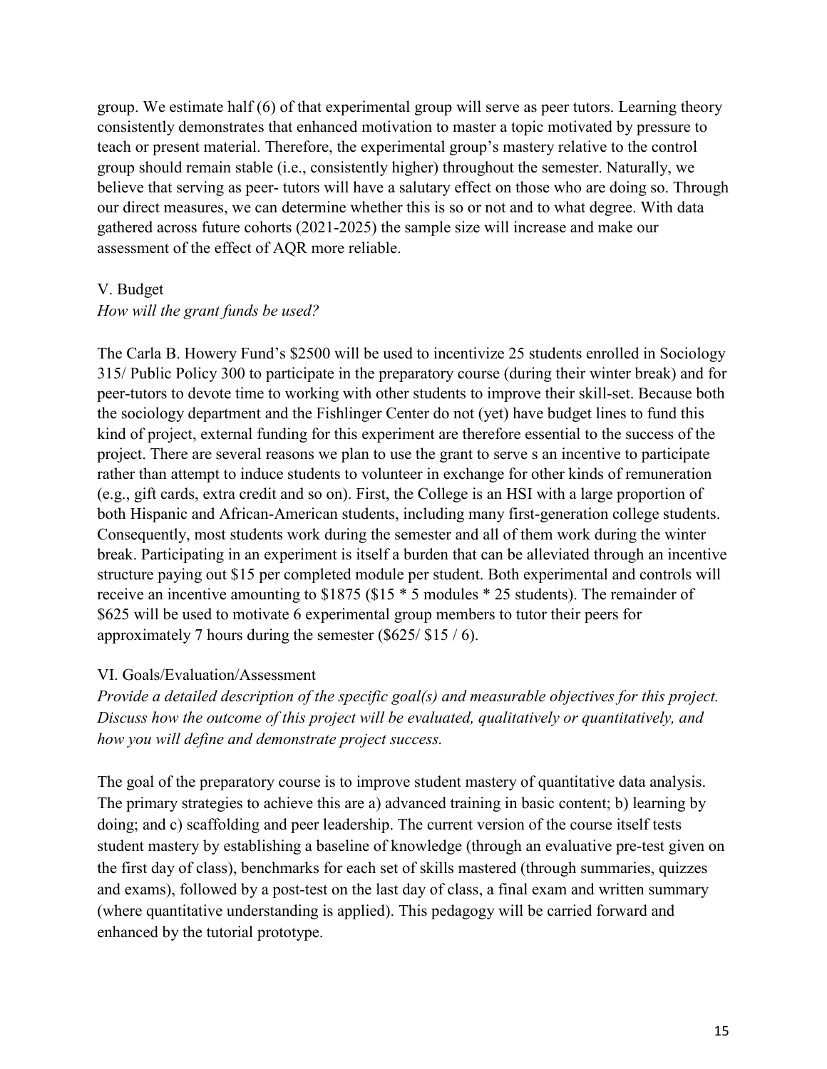group. We estimate half (6) of that experimental group will serve as peer tutors. Learning theory consistently demonstrates that enhanced motivation to master a topic motivated by pressure to teach or present material. Therefore, the experimental group's mastery relative to the control group should remain stable (i.e., consistently higher) throughout the semester. Naturally, we believe that serving as peer- tutors will have a salutary effect on those who are doing so. Through our direct measures, we can determine whether this is so or not and to what degree. With data gathered across future cohorts (2021-2025) the sample size will increase and make our assessment of the effect of AQR more reliable.

## V. Budget

*How will the grant funds be used?*

The Carla B. Howery Fund's $2500 will be used to incentivize 25 students enrolled in Sociology 315/ Public Policy 300 to participate in the preparatory course (during their winter break) and for peer-tutors to devote time to working with other students to improve their skill-set. Because both the sociology department and the Fishlinger Center do not (yet) have budget lines to fund this kind of project, external funding for this experiment are therefore essential to the success of the project. There are several reasons we plan to use the grant to serve s an incentive to participate rather than attempt to induce students to volunteer in exchange for other kinds of remuneration (e.g., gift cards, extra credit and so on). First, the College is an HSI with a large proportion of both Hispanic and African-American students, including many first-generation college students. Consequently, most students work during the semester and all of them work during the winter break. Participating in an experiment is itself a burden that can be alleviated through an incentive structure paying out $15 per completed module per student. Both experimental and controls will receive an incentive amounting to $1875 ($15 * 5 modules * 25 students). The remainder of $625 will be used to motivate 6 experimental group members to tutor their peers for approximately 7 hours during the semester ($625/ $15 / 6).

## VI. Goals/Evaluation/Assessment

*Provide a detailed description of the specific goal(s) and measurable objectives for this project. Discuss how the outcome of this project will be evaluated, qualitatively or quantitatively, and how you will define and demonstrate project success.*

The goal of the preparatory course is to improve student mastery of quantitative data analysis. The primary strategies to achieve this are a) advanced training in basic content; b) learning by doing; and c) scaffolding and peer leadership. The current version of the course itself tests student mastery by establishing a baseline of knowledge (through an evaluative pre-test given on the first day of class), benchmarks for each set of skills mastered (through summaries, quizzes and exams), followed by a post-test on the last day of class, a final exam and written summary (where quantitative understanding is applied). This pedagogy will be carried forward and enhanced by the tutorial prototype.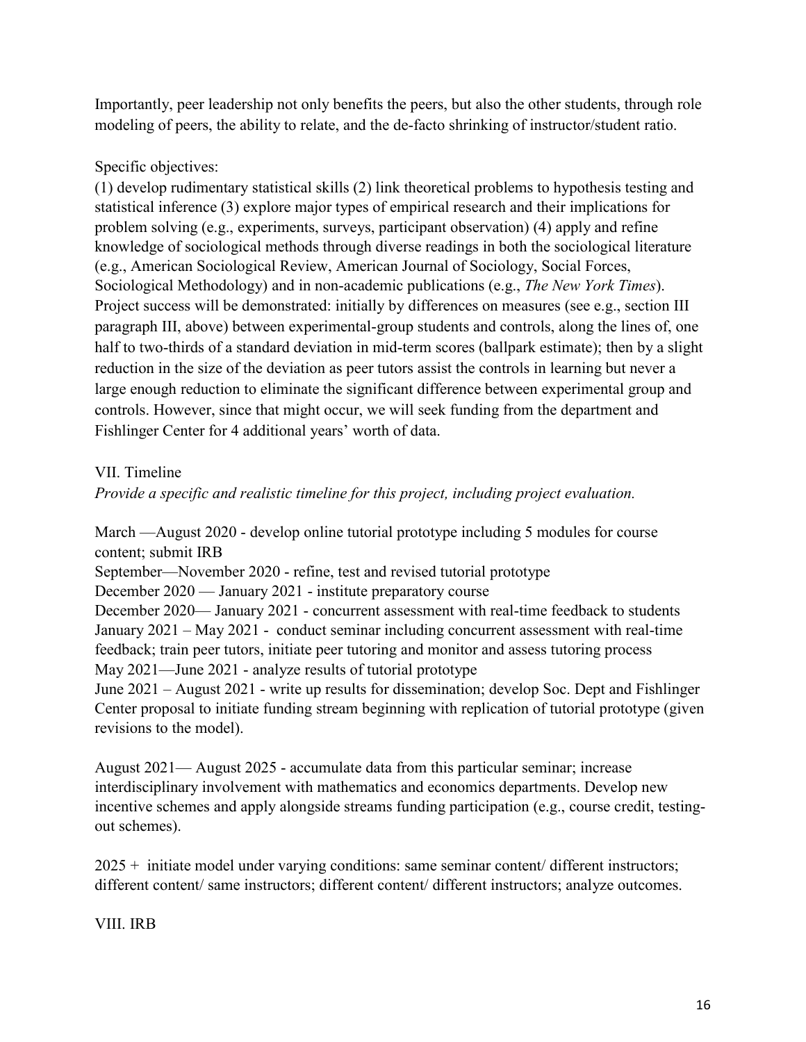Importantly, peer leadership not only benefits the peers, but also the other students, through role modeling of peers, the ability to relate, and the de-facto shrinking of instructor/student ratio.

Specific objectives:
(1) develop rudimentary statistical skills (2) link theoretical problems to hypothesis testing and statistical inference (3) explore major types of empirical research and their implications for problem solving (e.g., experiments, surveys, participant observation) (4) apply and refine knowledge of sociological methods through diverse readings in both the sociological literature (e.g., American Sociological Review, American Journal of Sociology, Social Forces, Sociological Methodology) and in non-academic publications (e.g., *The New York Times*). Project success will be demonstrated: initially by differences on measures (see e.g., section III paragraph III, above) between experimental-group students and controls, along the lines of, one half to two-thirds of a standard deviation in mid-term scores (ballpark estimate); then by a slight reduction in the size of the deviation as peer tutors assist the controls in learning but never a large enough reduction to eliminate the significant difference between experimental group and controls. However, since that might occur, we will seek funding from the department and Fishlinger Center for 4 additional years' worth of data.

VII. Timeline

*Provide a specific and realistic timeline for this project, including project evaluation.*

March —August 2020 - develop online tutorial prototype including 5 modules for course content; submit IRB
September—November 2020 - refine, test and revised tutorial prototype
December 2020 — January 2021 - institute preparatory course
December 2020— January 2021 - concurrent assessment with real-time feedback to students
January 2021 – May 2021 - conduct seminar including concurrent assessment with real-time feedback; train peer tutors, initiate peer tutoring and monitor and assess tutoring process
May 2021—June 2021 - analyze results of tutorial prototype
June 2021 – August 2021 - write up results for dissemination; develop Soc. Dept and Fishlinger Center proposal to initiate funding stream beginning with replication of tutorial prototype (given revisions to the model).

August 2021— August 2025 - accumulate data from this particular seminar; increase interdisciplinary involvement with mathematics and economics departments. Develop new incentive schemes and apply alongside streams funding participation (e.g., course credit, testing-out schemes).

2025 + initiate model under varying conditions: same seminar content/ different instructors; different content/ same instructors; different content/ different instructors; analyze outcomes.

VIII. IRB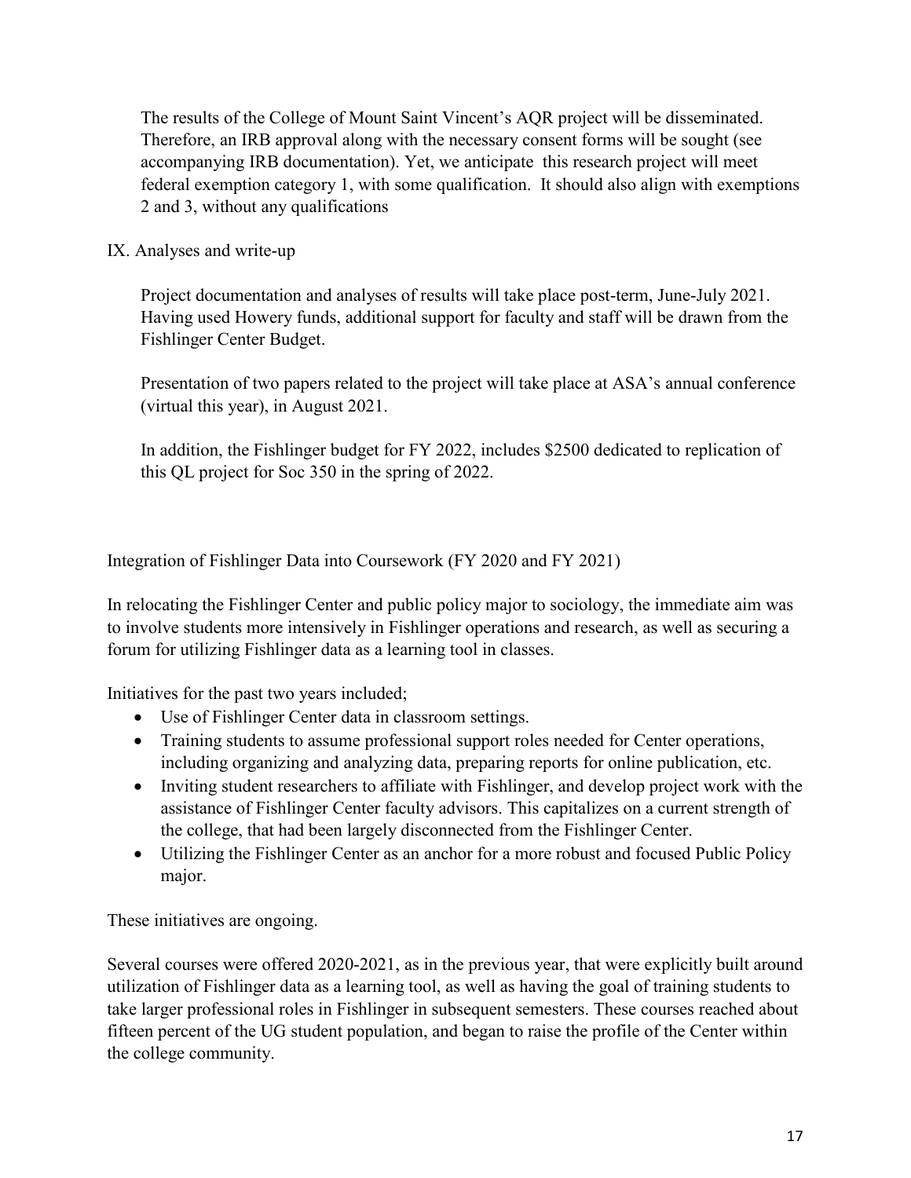The results of the College of Mount Saint Vincent's AQR project will be disseminated. Therefore, an IRB approval along with the necessary consent forms will be sought (see accompanying IRB documentation). Yet, we anticipate this research project will meet federal exemption category 1, with some qualification. It should also align with exemptions 2 and 3, without any qualifications

IX. Analyses and write-up

Project documentation and analyses of results will take place post-term, June-July 2021. Having used Howery funds, additional support for faculty and staff will be drawn from the Fishlinger Center Budget.

Presentation of two papers related to the project will take place at ASA's annual conference (virtual this year), in August 2021.

In addition, the Fishlinger budget for FY 2022, includes $2500 dedicated to replication of this QL project for Soc 350 in the spring of 2022.

Integration of Fishlinger Data into Coursework (FY 2020 and FY 2021)

In relocating the Fishlinger Center and public policy major to sociology, the immediate aim was to involve students more intensively in Fishlinger operations and research, as well as securing a forum for utilizing Fishlinger data as a learning tool in classes.

Initiatives for the past two years included;

- Use of Fishlinger Center data in classroom settings.
- Training students to assume professional support roles needed for Center operations, including organizing and analyzing data, preparing reports for online publication, etc.
- Inviting student researchers to affiliate with Fishlinger, and develop project work with the assistance of Fishlinger Center faculty advisors. This capitalizes on a current strength of the college, that had been largely disconnected from the Fishlinger Center.
- Utilizing the Fishlinger Center as an anchor for a more robust and focused Public Policy major.

These initiatives are ongoing.

Several courses were offered 2020-2021, as in the previous year, that were explicitly built around utilization of Fishlinger data as a learning tool, as well as having the goal of training students to take larger professional roles in Fishlinger in subsequent semesters. These courses reached about fifteen percent of the UG student population, and began to raise the profile of the Center within the college community.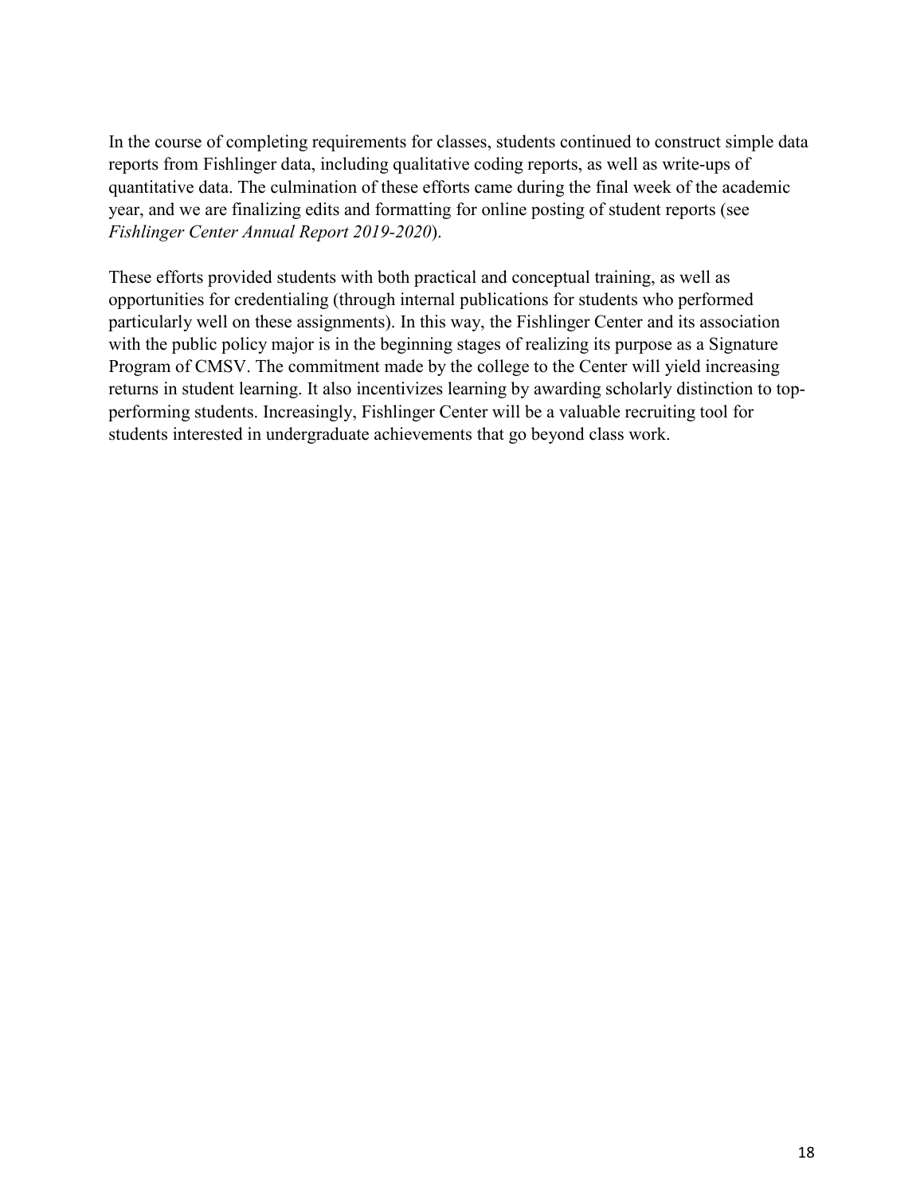In the course of completing requirements for classes, students continued to construct simple data reports from Fishlinger data, including qualitative coding reports, as well as write-ups of quantitative data. The culmination of these efforts came during the final week of the academic year, and we are finalizing edits and formatting for online posting of student reports (see *Fishlinger Center Annual Report 2019-2020*).

These efforts provided students with both practical and conceptual training, as well as opportunities for credentialing (through internal publications for students who performed particularly well on these assignments). In this way, the Fishlinger Center and its association with the public policy major is in the beginning stages of realizing its purpose as a Signature Program of CMSV. The commitment made by the college to the Center will yield increasing returns in student learning. It also incentivizes learning by awarding scholarly distinction to top-performing students. Increasingly, Fishlinger Center will be a valuable recruiting tool for students interested in undergraduate achievements that go beyond class work.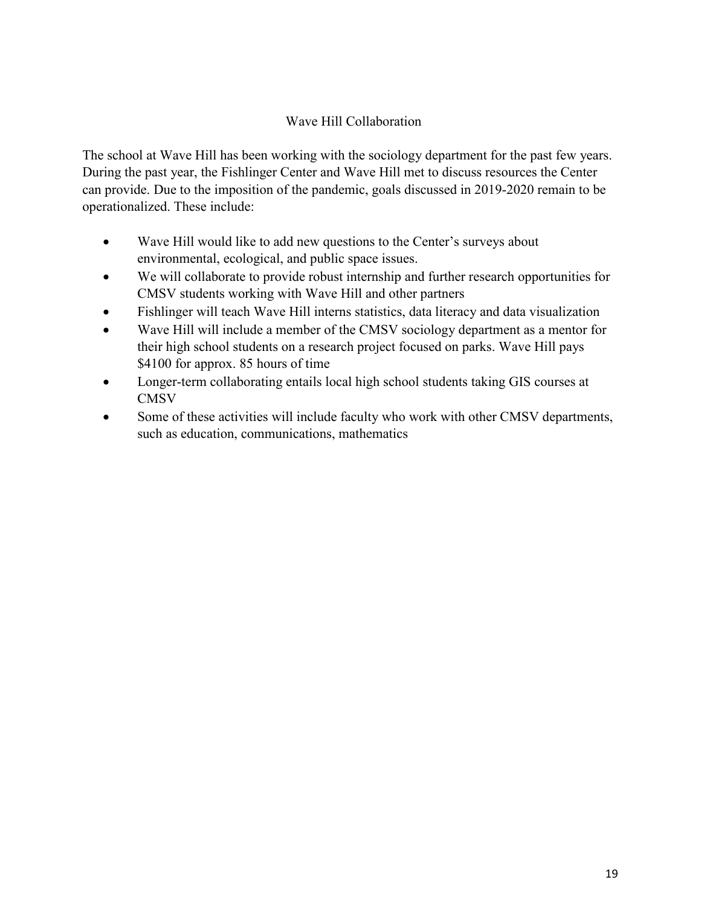## Wave Hill Collaboration

The school at Wave Hill has been working with the sociology department for the past few years. During the past year, the Fishlinger Center and Wave Hill met to discuss resources the Center can provide. Due to the imposition of the pandemic, goals discussed in 2019-2020 remain to be operationalized. These include:

- Wave Hill would like to add new questions to the Center's surveys about environmental, ecological, and public space issues.
- We will collaborate to provide robust internship and further research opportunities for CMSV students working with Wave Hill and other partners
- Fishlinger will teach Wave Hill interns statistics, data literacy and data visualization
- Wave Hill will include a member of the CMSV sociology department as a mentor for their high school students on a research project focused on parks. Wave Hill pays $4100 for approx. 85 hours of time
- Longer-term collaborating entails local high school students taking GIS courses at CMSV
- Some of these activities will include faculty who work with other CMSV departments, such as education, communications, mathematics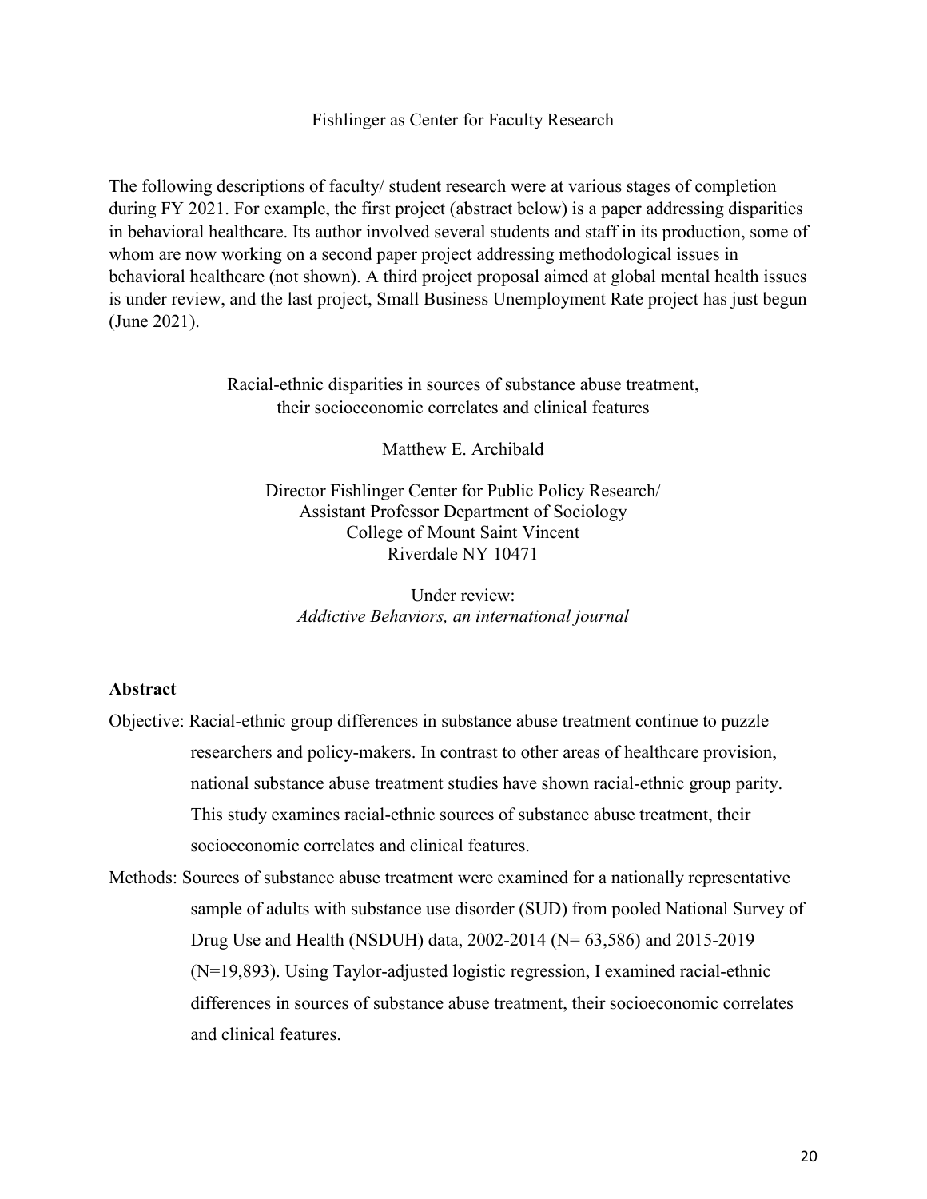# Fishlinger as Center for Faculty Research

The following descriptions of faculty/ student research were at various stages of completion during FY 2021. For example, the first project (abstract below) is a paper addressing disparities in behavioral healthcare. Its author involved several students and staff in its production, some of whom are now working on a second paper project addressing methodological issues in behavioral healthcare (not shown). A third project proposal aimed at global mental health issues is under review, and the last project, Small Business Unemployment Rate project has just begun (June 2021).

## Racial-ethnic disparities in sources of substance abuse treatment, their socioeconomic correlates and clinical features

Matthew E. Archibald

Director Fishlinger Center for Public Policy Research/
Assistant Professor Department of Sociology
College of Mount Saint Vincent
Riverdale NY 10471

Under review:
*Addictive Behaviors, an international journal*

### Abstract

Objective: Racial-ethnic group differences in substance abuse treatment continue to puzzle researchers and policy-makers. In contrast to other areas of healthcare provision, national substance abuse treatment studies have shown racial-ethnic group parity. This study examines racial-ethnic sources of substance abuse treatment, their socioeconomic correlates and clinical features.

Methods: Sources of substance abuse treatment were examined for a nationally representative sample of adults with substance use disorder (SUD) from pooled National Survey of Drug Use and Health (NSDUH) data, 2002-2014 (N= 63,586) and 2015-2019 (N=19,893). Using Taylor-adjusted logistic regression, I examined racial-ethnic differences in sources of substance abuse treatment, their socioeconomic correlates and clinical features.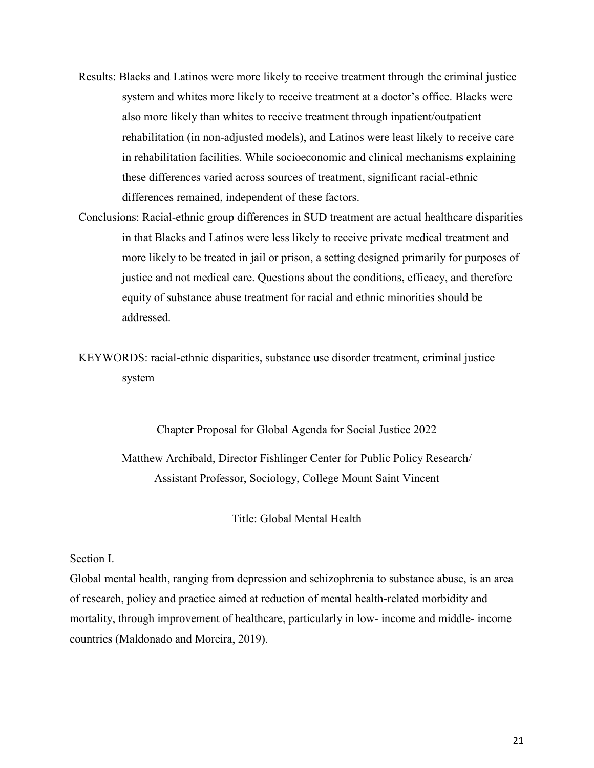Results: Blacks and Latinos were more likely to receive treatment through the criminal justice system and whites more likely to receive treatment at a doctor's office. Blacks were also more likely than whites to receive treatment through inpatient/outpatient rehabilitation (in non-adjusted models), and Latinos were least likely to receive care in rehabilitation facilities. While socioeconomic and clinical mechanisms explaining these differences varied across sources of treatment, significant racial-ethnic differences remained, independent of these factors.

Conclusions: Racial-ethnic group differences in SUD treatment are actual healthcare disparities in that Blacks and Latinos were less likely to receive private medical treatment and more likely to be treated in jail or prison, a setting designed primarily for purposes of justice and not medical care. Questions about the conditions, efficacy, and therefore equity of substance abuse treatment for racial and ethnic minorities should be addressed.

KEYWORDS: racial-ethnic disparities, substance use disorder treatment, criminal justice system

Chapter Proposal for Global Agenda for Social Justice 2022

Matthew Archibald, Director Fishlinger Center for Public Policy Research/ Assistant Professor, Sociology, College Mount Saint Vincent

Title: Global Mental Health

Section I.

Global mental health, ranging from depression and schizophrenia to substance abuse, is an area of research, policy and practice aimed at reduction of mental health-related morbidity and mortality, through improvement of healthcare, particularly in low- income and middle- income countries (Maldonado and Moreira, 2019).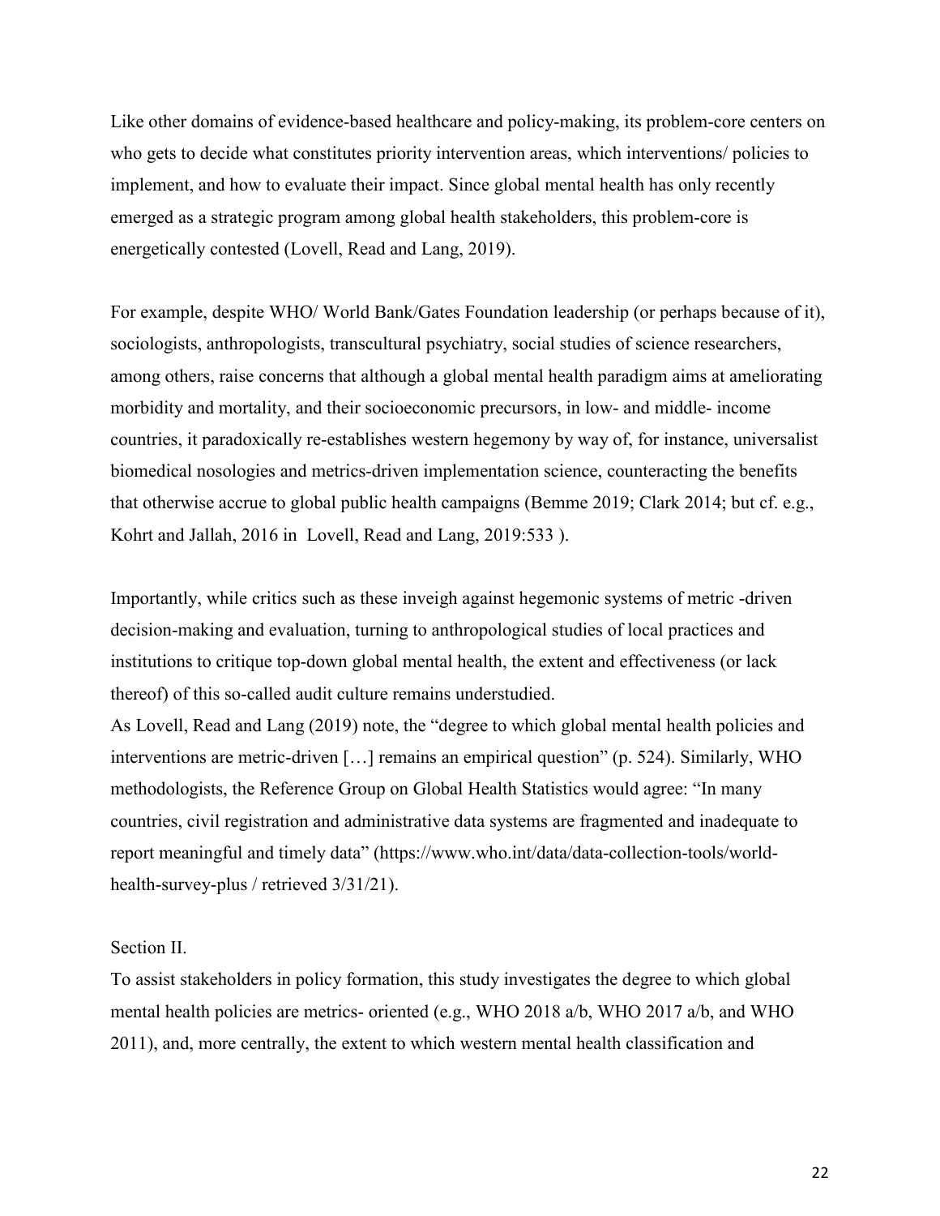Like other domains of evidence-based healthcare and policy-making, its problem-core centers on who gets to decide what constitutes priority intervention areas, which interventions/ policies to implement, and how to evaluate their impact. Since global mental health has only recently emerged as a strategic program among global health stakeholders, this problem-core is energetically contested (Lovell, Read and Lang, 2019).

For example, despite WHO/ World Bank/Gates Foundation leadership (or perhaps because of it), sociologists, anthropologists, transcultural psychiatry, social studies of science researchers, among others, raise concerns that although a global mental health paradigm aims at ameliorating morbidity and mortality, and their socioeconomic precursors, in low- and middle- income countries, it paradoxically re-establishes western hegemony by way of, for instance, universalist biomedical nosologies and metrics-driven implementation science, counteracting the benefits that otherwise accrue to global public health campaigns (Bemme 2019; Clark 2014; but cf. e.g., Kohrt and Jallah, 2016 in Lovell, Read and Lang, 2019:533 ).

Importantly, while critics such as these inveigh against hegemonic systems of metric -driven decision-making and evaluation, turning to anthropological studies of local practices and institutions to critique top-down global mental health, the extent and effectiveness (or lack thereof) of this so-called audit culture remains understudied.

As Lovell, Read and Lang (2019) note, the "degree to which global mental health policies and interventions are metric-driven […] remains an empirical question" (p. 524). Similarly, WHO methodologists, the Reference Group on Global Health Statistics would agree: "In many countries, civil registration and administrative data systems are fragmented and inadequate to report meaningful and timely data" (https://www.who.int/data/data-collection-tools/world-health-survey-plus / retrieved 3/31/21).

Section II.

To assist stakeholders in policy formation, this study investigates the degree to which global mental health policies are metrics- oriented (e.g., WHO 2018 a/b, WHO 2017 a/b, and WHO 2011), and, more centrally, the extent to which western mental health classification and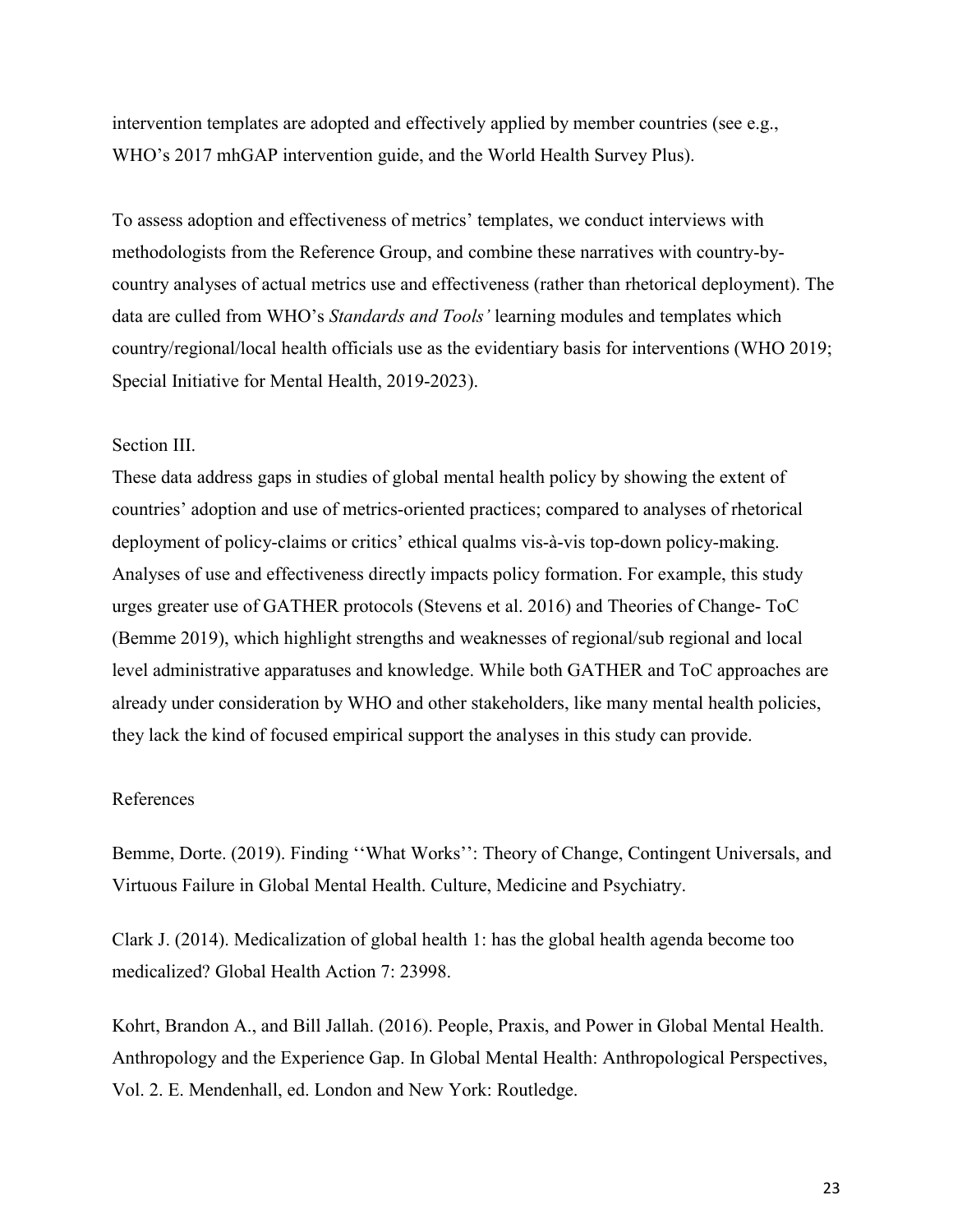intervention templates are adopted and effectively applied by member countries (see e.g., WHO's 2017 mhGAP intervention guide, and the World Health Survey Plus).

To assess adoption and effectiveness of metrics' templates, we conduct interviews with methodologists from the Reference Group, and combine these narratives with country-by-country analyses of actual metrics use and effectiveness (rather than rhetorical deployment). The data are culled from WHO's *Standards and Tools'* learning modules and templates which country/regional/local health officials use as the evidentiary basis for interventions (WHO 2019; Special Initiative for Mental Health, 2019-2023).

Section III.

These data address gaps in studies of global mental health policy by showing the extent of countries' adoption and use of metrics-oriented practices; compared to analyses of rhetorical deployment of policy-claims or critics' ethical qualms vis-à-vis top-down policy-making. Analyses of use and effectiveness directly impacts policy formation. For example, this study urges greater use of GATHER protocols (Stevens et al. 2016) and Theories of Change- ToC (Bemme 2019), which highlight strengths and weaknesses of regional/sub regional and local level administrative apparatuses and knowledge. While both GATHER and ToC approaches are already under consideration by WHO and other stakeholders, like many mental health policies, they lack the kind of focused empirical support the analyses in this study can provide.

References

Bemme, Dorte. (2019). Finding ''What Works'': Theory of Change, Contingent Universals, and Virtuous Failure in Global Mental Health. Culture, Medicine and Psychiatry.

Clark J. (2014). Medicalization of global health 1: has the global health agenda become too medicalized? Global Health Action 7: 23998.

Kohrt, Brandon A., and Bill Jallah. (2016). People, Praxis, and Power in Global Mental Health. Anthropology and the Experience Gap. In Global Mental Health: Anthropological Perspectives, Vol. 2. E. Mendenhall, ed. London and New York: Routledge.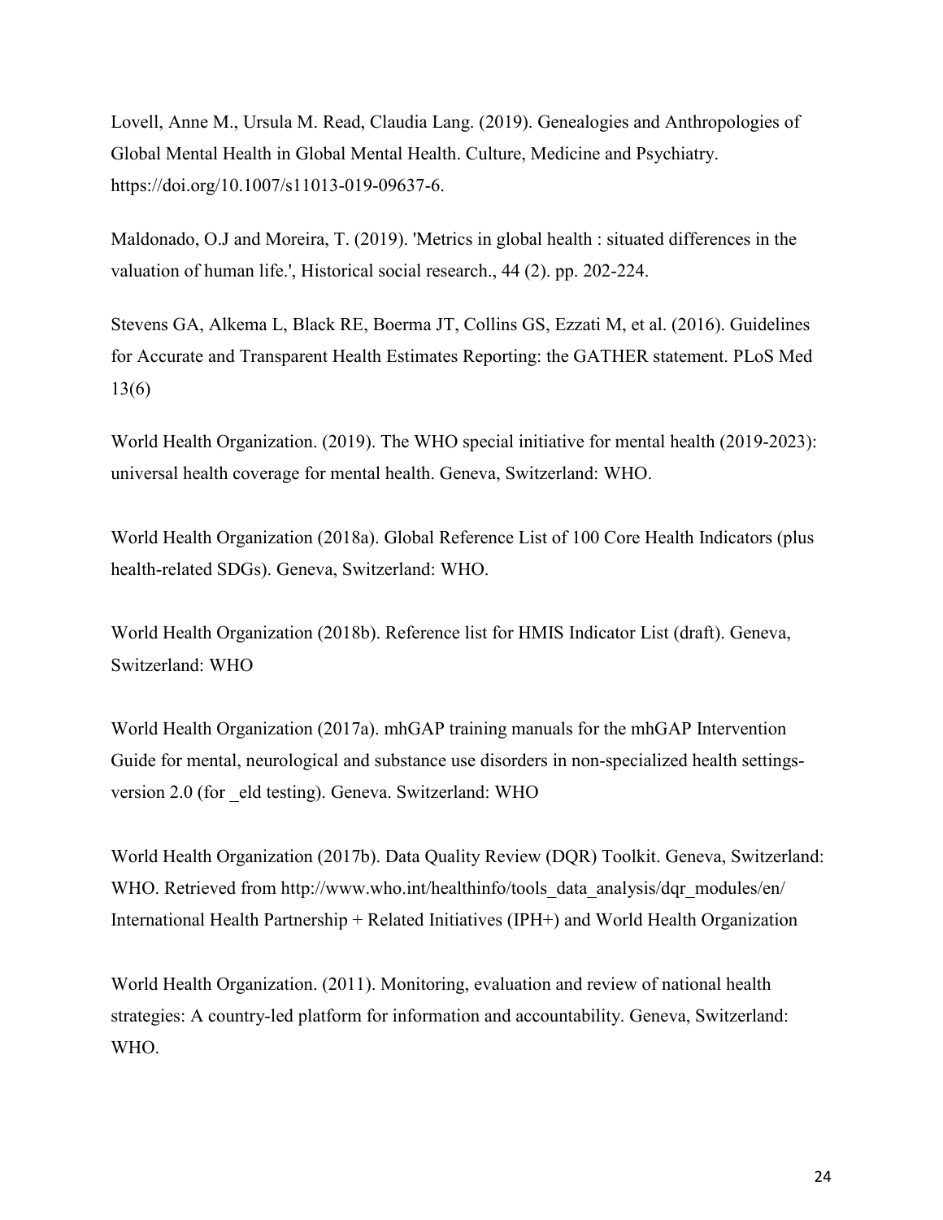Lovell, Anne M., Ursula M. Read, Claudia Lang. (2019). Genealogies and Anthropologies of Global Mental Health in Global Mental Health. Culture, Medicine and Psychiatry. https://doi.org/10.1007/s11013-019-09637-6.

Maldonado, O.J and Moreira, T. (2019). 'Metrics in global health : situated differences in the valuation of human life.', Historical social research., 44 (2). pp. 202-224.

Stevens GA, Alkema L, Black RE, Boerma JT, Collins GS, Ezzati M, et al. (2016). Guidelines for Accurate and Transparent Health Estimates Reporting: the GATHER statement. PLoS Med 13(6)

World Health Organization. (2019). The WHO special initiative for mental health (2019-2023): universal health coverage for mental health. Geneva, Switzerland: WHO.

World Health Organization (2018a). Global Reference List of 100 Core Health Indicators (plus health-related SDGs). Geneva, Switzerland: WHO.

World Health Organization (2018b). Reference list for HMIS Indicator List (draft). Geneva, Switzerland: WHO

World Health Organization (2017a). mhGAP training manuals for the mhGAP Intervention Guide for mental, neurological and substance use disorders in non-specialized health settings-version 2.0 (for _eld testing). Geneva. Switzerland: WHO

World Health Organization (2017b). Data Quality Review (DQR) Toolkit. Geneva, Switzerland: WHO. Retrieved from http://www.who.int/healthinfo/tools_data_analysis/dqr_modules/en/ International Health Partnership + Related Initiatives (IPH+) and World Health Organization

World Health Organization. (2011). Monitoring, evaluation and review of national health strategies: A country-led platform for information and accountability. Geneva, Switzerland: WHO.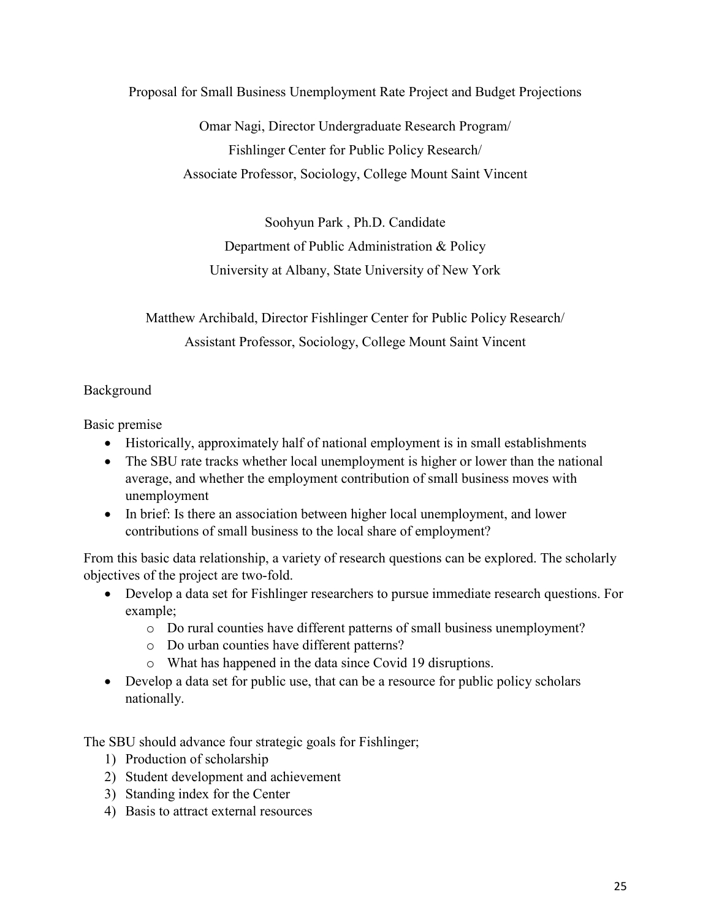# Proposal for Small Business Unemployment Rate Project and Budget Projections

Omar Nagi, Director Undergraduate Research Program/
Fishlinger Center for Public Policy Research/
Associate Professor, Sociology, College Mount Saint Vincent

Soohyun Park , Ph.D. Candidate
Department of Public Administration & Policy
University at Albany, State University of New York

Matthew Archibald, Director Fishlinger Center for Public Policy Research/
Assistant Professor, Sociology, College Mount Saint Vincent

## Background

Basic premise

- Historically, approximately half of national employment is in small establishments
- The SBU rate tracks whether local unemployment is higher or lower than the national average, and whether the employment contribution of small business moves with unemployment
- In brief: Is there an association between higher local unemployment, and lower contributions of small business to the local share of employment?

From this basic data relationship, a variety of research questions can be explored. The scholarly objectives of the project are two-fold.

- Develop a data set for Fishlinger researchers to pursue immediate research questions. For example;
  - Do rural counties have different patterns of small business unemployment?
  - Do urban counties have different patterns?
  - What has happened in the data since Covid 19 disruptions.
- Develop a data set for public use, that can be a resource for public policy scholars nationally.

The SBU should advance four strategic goals for Fishlinger;

1) Production of scholarship
2) Student development and achievement
3) Standing index for the Center
4) Basis to attract external resources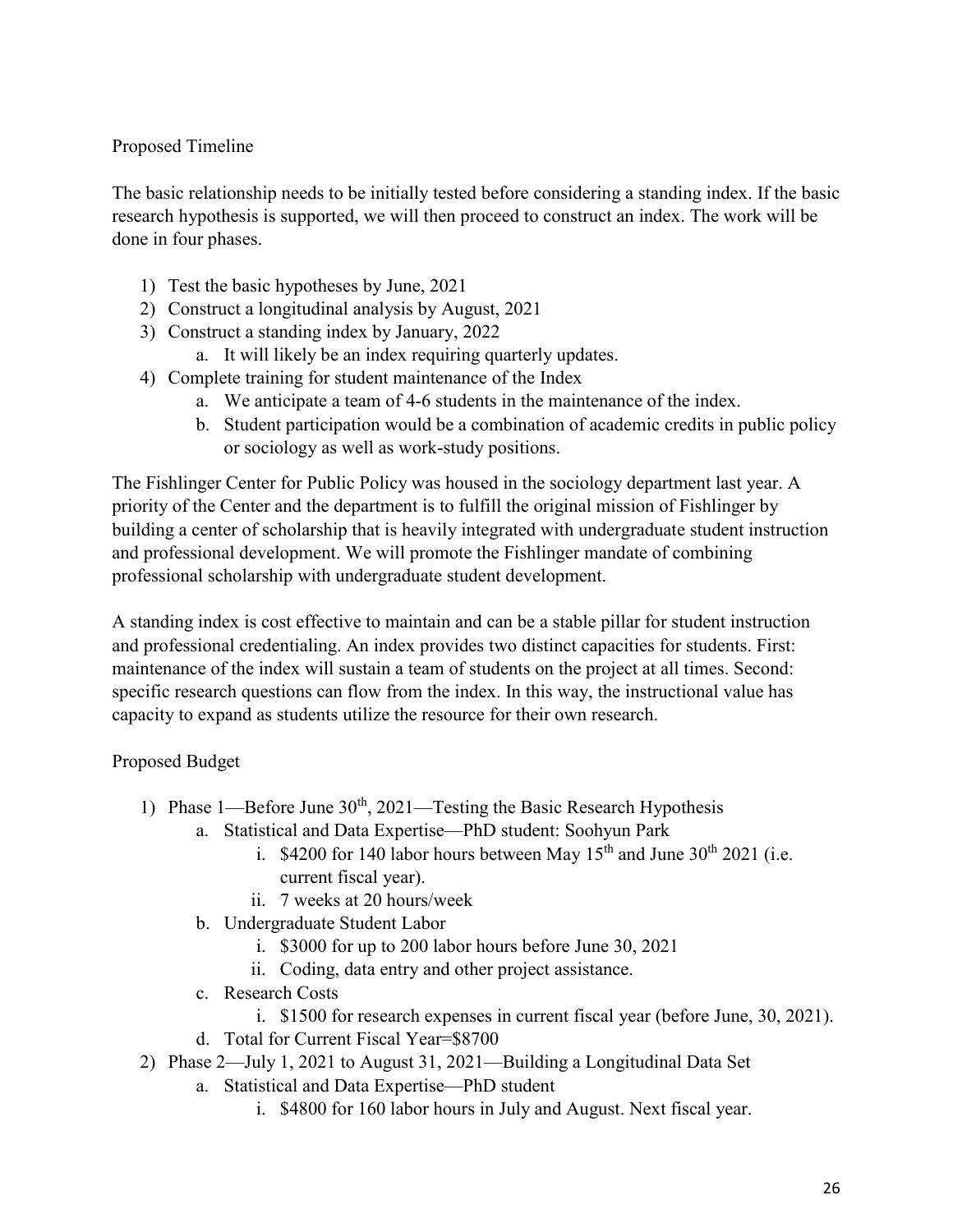Proposed Timeline

The basic relationship needs to be initially tested before considering a standing index. If the basic research hypothesis is supported, we will then proceed to construct an index. The work will be done in four phases.

1) Test the basic hypotheses by June, 2021
2) Construct a longitudinal analysis by August, 2021
3) Construct a standing index by January, 2022
    a. It will likely be an index requiring quarterly updates.
4) Complete training for student maintenance of the Index
    a. We anticipate a team of 4-6 students in the maintenance of the index.
    b. Student participation would be a combination of academic credits in public policy or sociology as well as work-study positions.

The Fishlinger Center for Public Policy was housed in the sociology department last year. A priority of the Center and the department is to fulfill the original mission of Fishlinger by building a center of scholarship that is heavily integrated with undergraduate student instruction and professional development. We will promote the Fishlinger mandate of combining professional scholarship with undergraduate student development.

A standing index is cost effective to maintain and can be a stable pillar for student instruction and professional credentialing. An index provides two distinct capacities for students. First: maintenance of the index will sustain a team of students on the project at all times. Second: specific research questions can flow from the index. In this way, the instructional value has capacity to expand as students utilize the resource for their own research.

Proposed Budget

1) Phase 1—Before June 30th, 2021—Testing the Basic Research Hypothesis
    a. Statistical and Data Expertise—PhD student: Soohyun Park
        i. $4200 for 140 labor hours between May 15th and June 30th 2021 (i.e. current fiscal year).
        ii. 7 weeks at 20 hours/week
    b. Undergraduate Student Labor
        i. $3000 for up to 200 labor hours before June 30, 2021
        ii. Coding, data entry and other project assistance.
    c. Research Costs
        i. $1500 for research expenses in current fiscal year (before June, 30, 2021).
    d. Total for Current Fiscal Year=$8700
2) Phase 2—July 1, 2021 to August 31, 2021—Building a Longitudinal Data Set
    a. Statistical and Data Expertise—PhD student
        i. $4800 for 160 labor hours in July and August. Next fiscal year.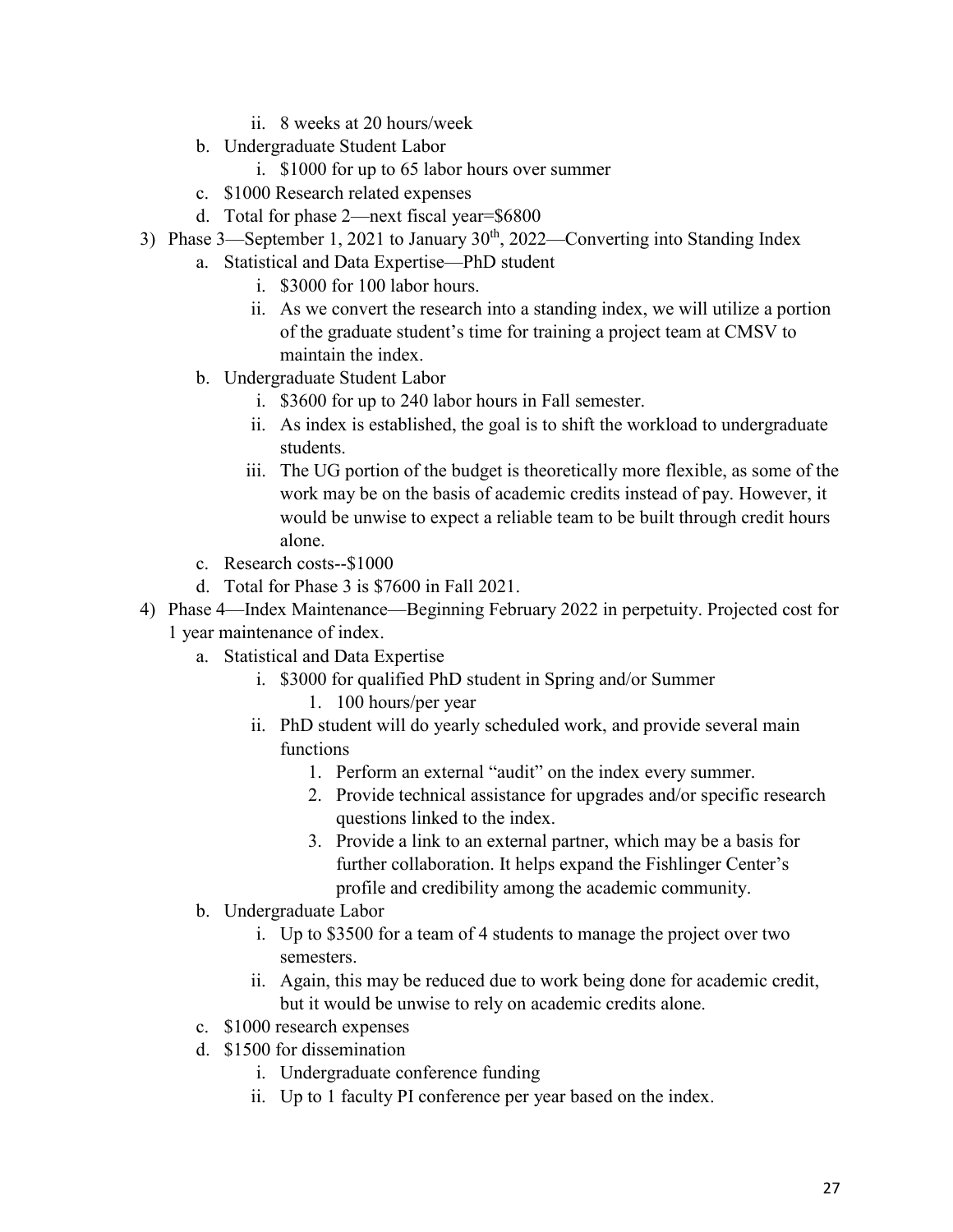ii. 8 weeks at 20 hours/week
  b. Undergraduate Student Labor
     i. \$1000 for up to 65 labor hours over summer
  c. \$1000 Research related expenses
  d. Total for phase 2—next fiscal year=\$6800
3) Phase 3—September 1, 2021 to January 30th, 2022—Converting into Standing Index
   a. Statistical and Data Expertise—PhD student
      i. \$3000 for 100 labor hours.
      ii. As we convert the research into a standing index, we will utilize a portion of the graduate student's time for training a project team at CMSV to maintain the index.
   b. Undergraduate Student Labor
      i. \$3600 for up to 240 labor hours in Fall semester.
      ii. As index is established, the goal is to shift the workload to undergraduate students.
      iii. The UG portion of the budget is theoretically more flexible, as some of the work may be on the basis of academic credits instead of pay. However, it would be unwise to expect a reliable team to be built through credit hours alone.
   c. Research costs--\$1000
   d. Total for Phase 3 is \$7600 in Fall 2021.
4) Phase 4—Index Maintenance—Beginning February 2022 in perpetuity. Projected cost for 1 year maintenance of index.
   a. Statistical and Data Expertise
      i. \$3000 for qualified PhD student in Spring and/or Summer
         1. 100 hours/per year
      ii. PhD student will do yearly scheduled work, and provide several main functions
         1. Perform an external "audit" on the index every summer.
         2. Provide technical assistance for upgrades and/or specific research questions linked to the index.
         3. Provide a link to an external partner, which may be a basis for further collaboration. It helps expand the Fishlinger Center's profile and credibility among the academic community.
   b. Undergraduate Labor
      i. Up to \$3500 for a team of 4 students to manage the project over two semesters.
      ii. Again, this may be reduced due to work being done for academic credit, but it would be unwise to rely on academic credits alone.
   c. \$1000 research expenses
   d. \$1500 for dissemination
      i. Undergraduate conference funding
      ii. Up to 1 faculty PI conference per year based on the index.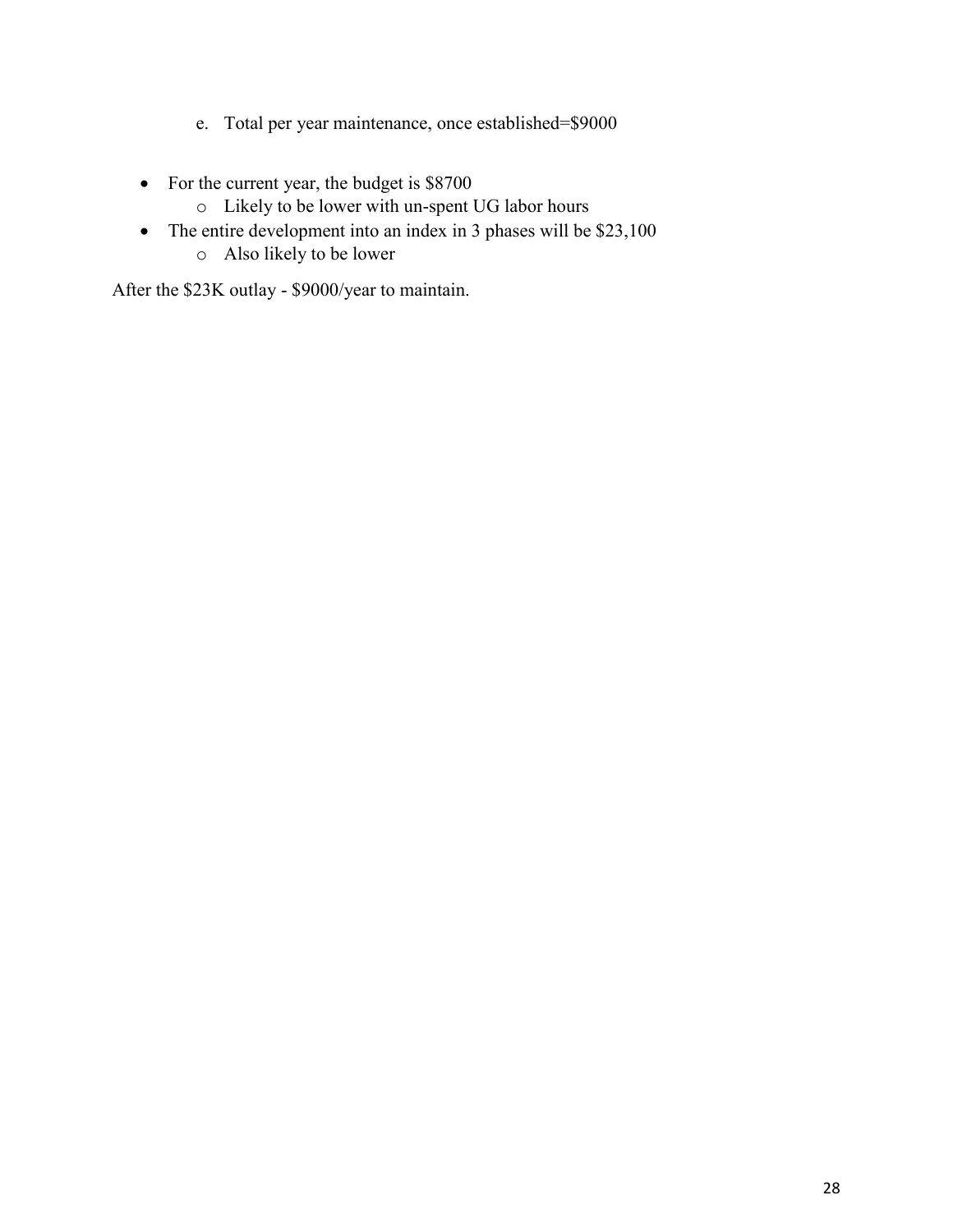e. Total per year maintenance, once established=$9000

- For the current year, the budget is $8700
  - Likely to be lower with un-spent UG labor hours
- The entire development into an index in 3 phases will be $23,100
  - Also likely to be lower

After the $23K outlay - $9000/year to maintain.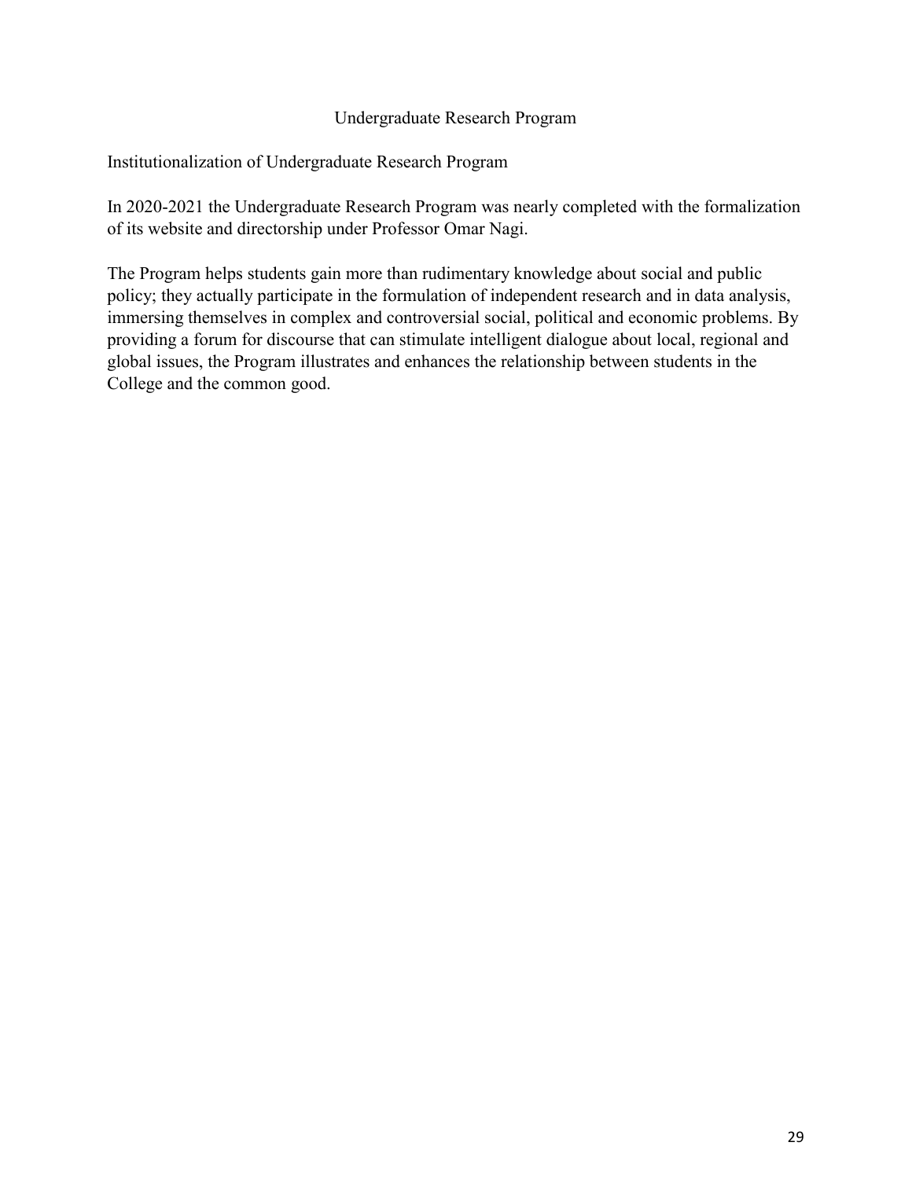# Undergraduate Research Program

## Institutionalization of Undergraduate Research Program

In 2020-2021 the Undergraduate Research Program was nearly completed with the formalization of its website and directorship under Professor Omar Nagi.

The Program helps students gain more than rudimentary knowledge about social and public policy; they actually participate in the formulation of independent research and in data analysis, immersing themselves in complex and controversial social, political and economic problems. By providing a forum for discourse that can stimulate intelligent dialogue about local, regional and global issues, the Program illustrates and enhances the relationship between students in the College and the common good.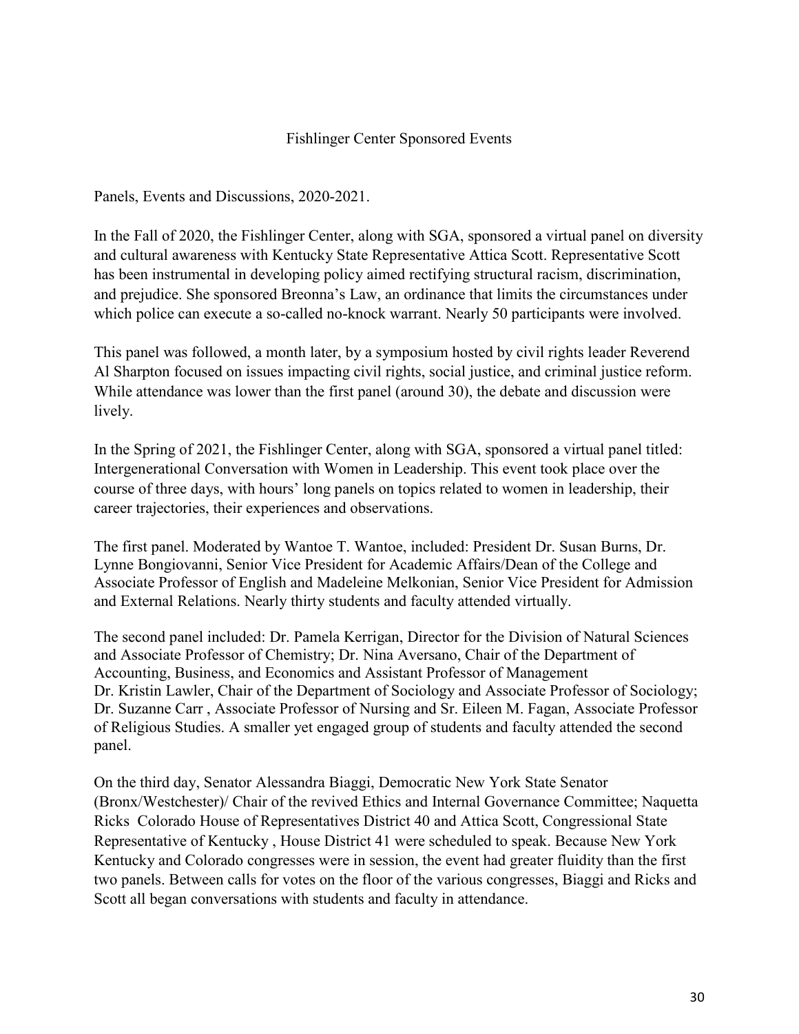## Fishlinger Center Sponsored Events

Panels, Events and Discussions, 2020-2021.

In the Fall of 2020, the Fishlinger Center, along with SGA, sponsored a virtual panel on diversity and cultural awareness with Kentucky State Representative Attica Scott. Representative Scott has been instrumental in developing policy aimed rectifying structural racism, discrimination, and prejudice. She sponsored Breonna's Law, an ordinance that limits the circumstances under which police can execute a so-called no-knock warrant. Nearly 50 participants were involved.

This panel was followed, a month later, by a symposium hosted by civil rights leader Reverend Al Sharpton focused on issues impacting civil rights, social justice, and criminal justice reform. While attendance was lower than the first panel (around 30), the debate and discussion were lively.

In the Spring of 2021, the Fishlinger Center, along with SGA, sponsored a virtual panel titled: Intergenerational Conversation with Women in Leadership. This event took place over the course of three days, with hours' long panels on topics related to women in leadership, their career trajectories, their experiences and observations.

The first panel. Moderated by Wantoe T. Wantoe, included: President Dr. Susan Burns, Dr. Lynne Bongiovanni, Senior Vice President for Academic Affairs/Dean of the College and Associate Professor of English and Madeleine Melkonian, Senior Vice President for Admission and External Relations. Nearly thirty students and faculty attended virtually.

The second panel included: Dr. Pamela Kerrigan, Director for the Division of Natural Sciences and Associate Professor of Chemistry; Dr. Nina Aversano, Chair of the Department of Accounting, Business, and Economics and Assistant Professor of Management Dr. Kristin Lawler, Chair of the Department of Sociology and Associate Professor of Sociology; Dr. Suzanne Carr , Associate Professor of Nursing and Sr. Eileen M. Fagan, Associate Professor of Religious Studies. A smaller yet engaged group of students and faculty attended the second panel.

On the third day, Senator Alessandra Biaggi, Democratic New York State Senator (Bronx/Westchester)/ Chair of the revived Ethics and Internal Governance Committee; Naquetta Ricks Colorado House of Representatives District 40 and Attica Scott, Congressional State Representative of Kentucky , House District 41 were scheduled to speak. Because New York Kentucky and Colorado congresses were in session, the event had greater fluidity than the first two panels. Between calls for votes on the floor of the various congresses, Biaggi and Ricks and Scott all began conversations with students and faculty in attendance.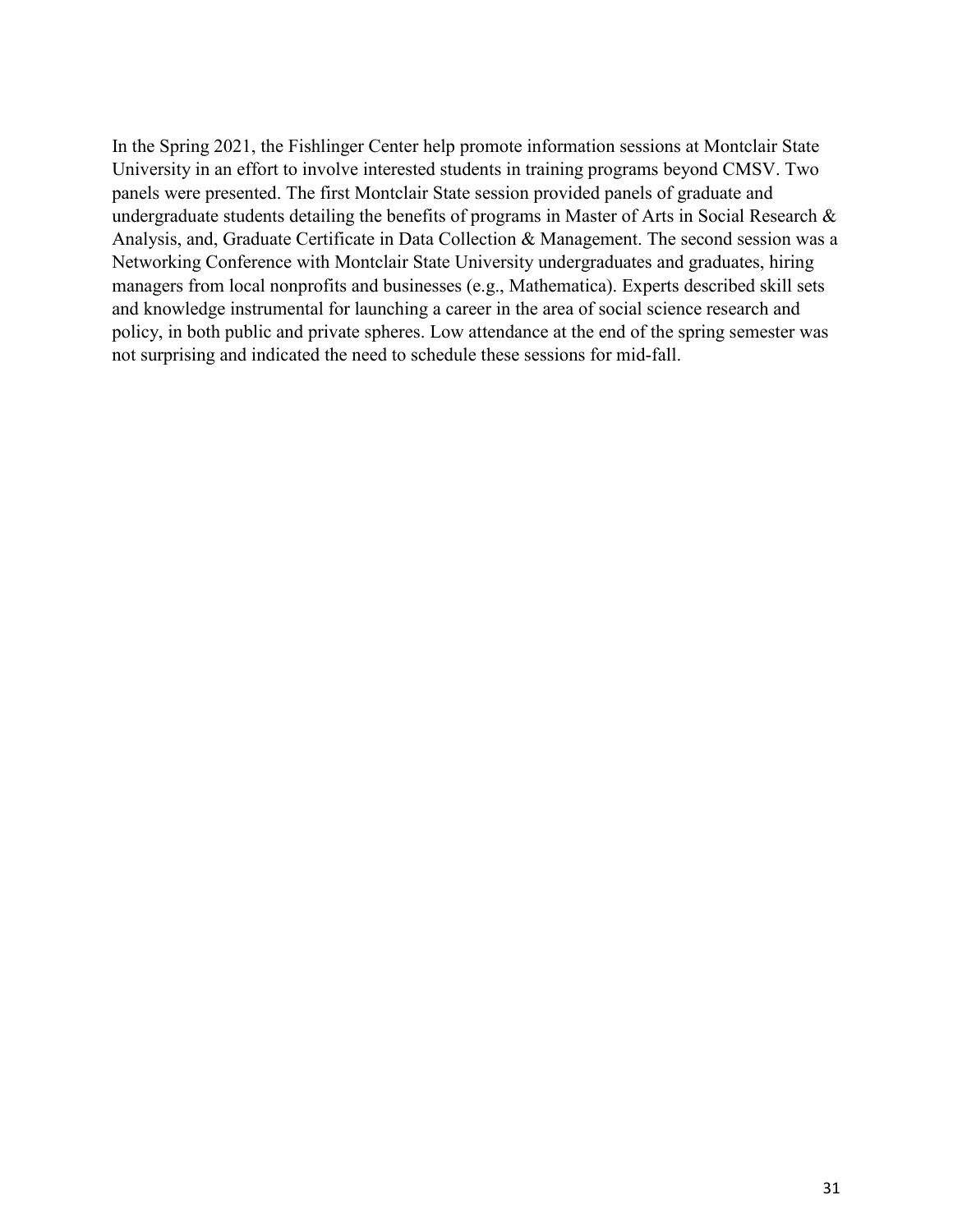In the Spring 2021, the Fishlinger Center help promote information sessions at Montclair State University in an effort to involve interested students in training programs beyond CMSV. Two panels were presented. The first Montclair State session provided panels of graduate and undergraduate students detailing the benefits of programs in Master of Arts in Social Research & Analysis, and, Graduate Certificate in Data Collection & Management. The second session was a Networking Conference with Montclair State University undergraduates and graduates, hiring managers from local nonprofits and businesses (e.g., Mathematica). Experts described skill sets and knowledge instrumental for launching a career in the area of social science research and policy, in both public and private spheres. Low attendance at the end of the spring semester was not surprising and indicated the need to schedule these sessions for mid-fall.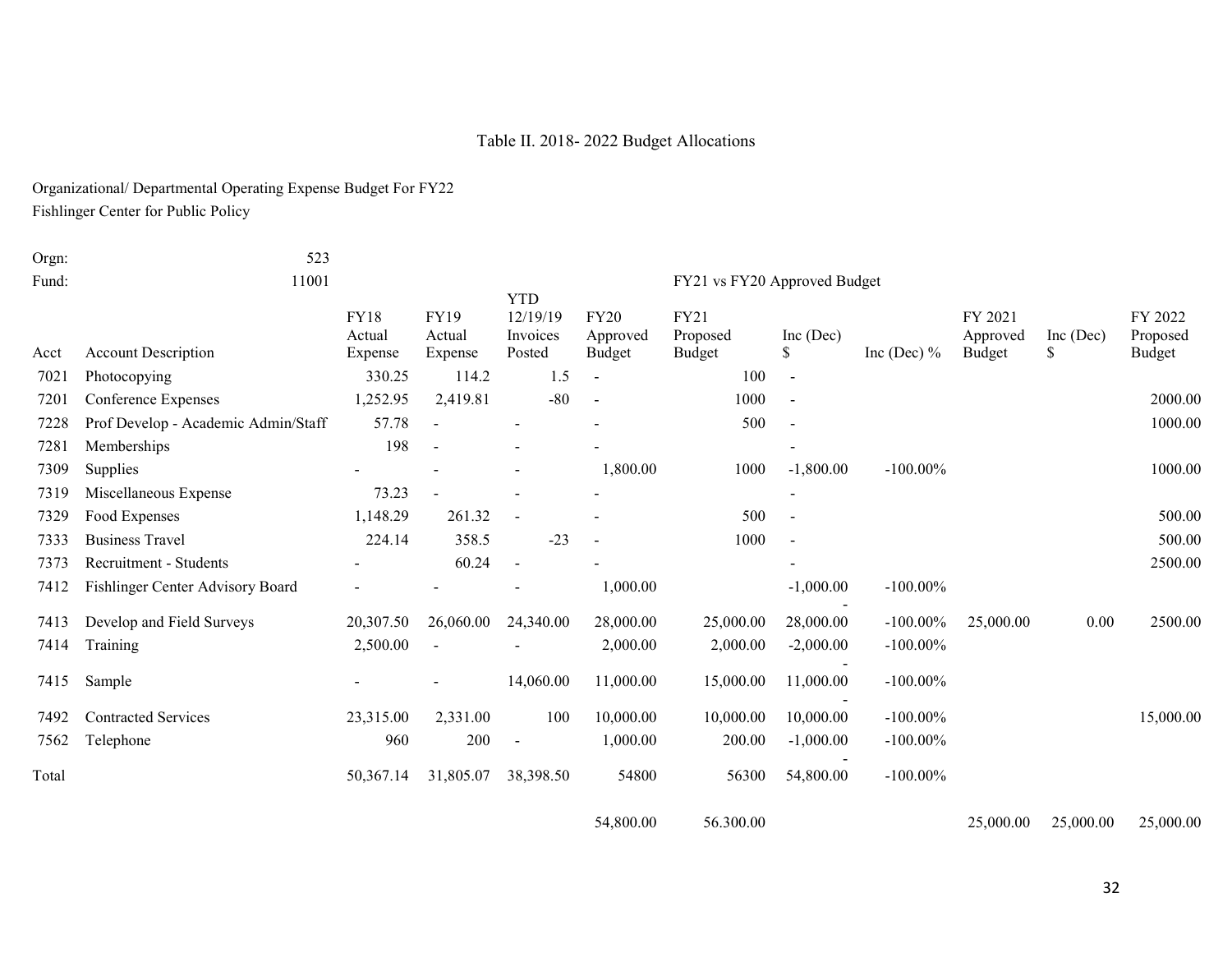Table II. 2018- 2022 Budget Allocations

Organizational/ Departmental Operating Expense Budget For FY22
Fishlinger Center for Public Policy

| Orgn: | 523 | | | | | | | | | | |
|---|---|---|---|---|---|---|---|---|---|---|---|
| Fund: | 11001 | | | | | FY21 vs FY20 Approved Budget | | | | | |
| Acct | Account Description | FY18 Actual Expense | FY19 Actual Expense | YTD 12/19/19 Invoices Posted | FY20 Approved Budget | FY21 Proposed Budget | Inc (Dec) $ | Inc (Dec) % | FY 2021 Approved Budget | Inc (Dec) $ | FY 2022 Proposed Budget |
| 7021 | Photocopying | 330.25 | 114.2 | 1.5 | - | 100 | - | | | | |
| 7201 | Conference Expenses | 1,252.95 | 2,419.81 | -80 | - | 1000 | - | | | | 2000.00 |
| 7228 | Prof Develop - Academic Admin/Staff | 57.78 | - | - | - | 500 | - | | | | 1000.00 |
| 7281 | Memberships | 198 | - | - | - | | - | | | | |
| 7309 | Supplies | - | - | - | 1,800.00 | 1000 | -1,800.00 | -100.00% | | | 1000.00 |
| 7319 | Miscellaneous Expense | 73.23 | - | - | - | | - | | | | |
| 7329 | Food Expenses | 1,148.29 | 261.32 | - | - | 500 | - | | | | 500.00 |
| 7333 | Business Travel | 224.14 | 358.5 | -23 | - | 1000 | - | | | | 500.00 |
| 7373 | Recruitment - Students | - | 60.24 | - | - | | - | | | | 2500.00 |
| 7412 | Fishlinger Center Advisory Board | - | - | - | 1,000.00 | | -1,000.00 | -100.00% | | | |
| 7413 | Develop and Field Surveys | 20,307.50 | 26,060.00 | 24,340.00 | 28,000.00 | 25,000.00 | -28,000.00 | -100.00% | 25,000.00 | 0.00 | 2500.00 |
| 7414 | Training | 2,500.00 | - | - | 2,000.00 | 2,000.00 | -2,000.00 | -100.00% | | | |
| 7415 | Sample | - | - | 14,060.00 | 11,000.00 | 15,000.00 | -11,000.00 | -100.00% | | | |
| 7492 | Contracted Services | 23,315.00 | 2,331.00 | 100 | 10,000.00 | 10,000.00 | -10,000.00 | -100.00% | | | 15,000.00 |
| 7562 | Telephone | 960 | 200 | - | 1,000.00 | 200.00 | -1,000.00 | -100.00% | | | |
| Total | | 50,367.14 | 31,805.07 | 38,398.50 | 54800 | 56300 | -54,800.00 | -100.00% | | | |
| | | | | | 54,800.00 | 56.300.00 | | | 25,000.00 | 25,000.00 | 25,000.00 |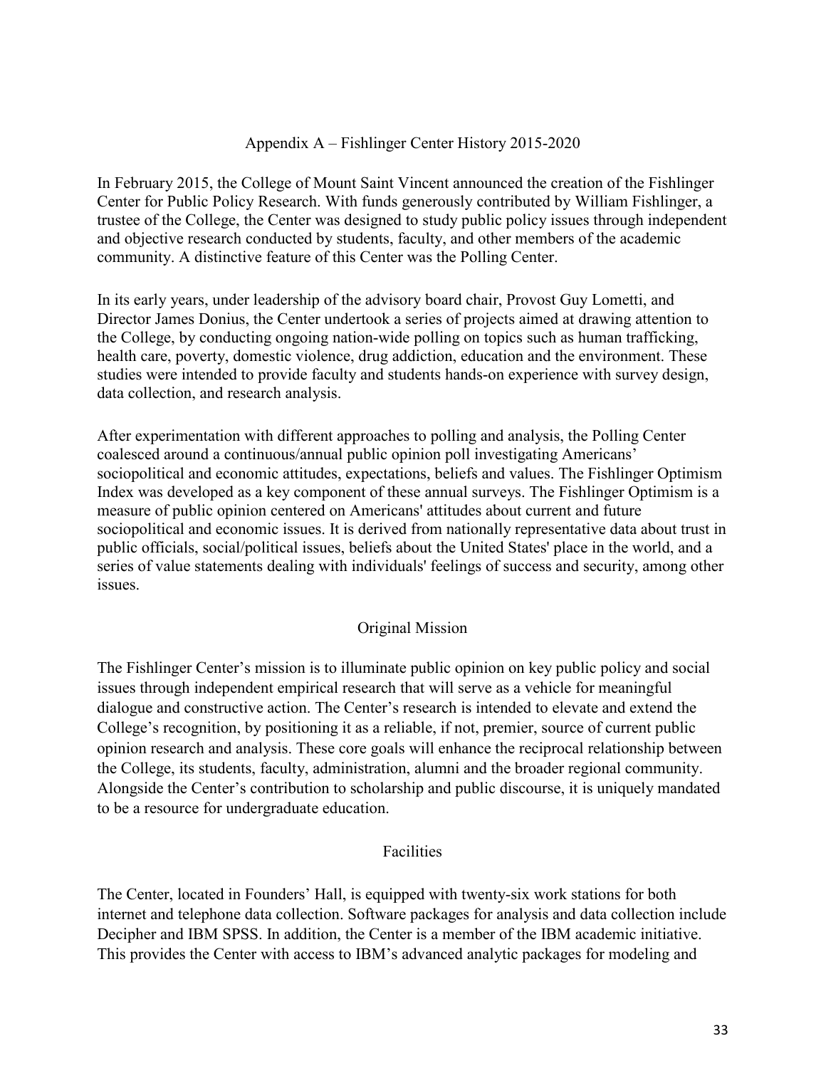## Appendix A – Fishlinger Center History 2015-2020

In February 2015, the College of Mount Saint Vincent announced the creation of the Fishlinger Center for Public Policy Research. With funds generously contributed by William Fishlinger, a trustee of the College, the Center was designed to study public policy issues through independent and objective research conducted by students, faculty, and other members of the academic community. A distinctive feature of this Center was the Polling Center.

In its early years, under leadership of the advisory board chair, Provost Guy Lometti, and Director James Donius, the Center undertook a series of projects aimed at drawing attention to the College, by conducting ongoing nation-wide polling on topics such as human trafficking, health care, poverty, domestic violence, drug addiction, education and the environment. These studies were intended to provide faculty and students hands-on experience with survey design, data collection, and research analysis.

After experimentation with different approaches to polling and analysis, the Polling Center coalesced around a continuous/annual public opinion poll investigating Americans' sociopolitical and economic attitudes, expectations, beliefs and values. The Fishlinger Optimism Index was developed as a key component of these annual surveys. The Fishlinger Optimism is a measure of public opinion centered on Americans' attitudes about current and future sociopolitical and economic issues. It is derived from nationally representative data about trust in public officials, social/political issues, beliefs about the United States' place in the world, and a series of value statements dealing with individuals' feelings of success and security, among other issues.

### Original Mission

The Fishlinger Center's mission is to illuminate public opinion on key public policy and social issues through independent empirical research that will serve as a vehicle for meaningful dialogue and constructive action. The Center's research is intended to elevate and extend the College's recognition, by positioning it as a reliable, if not, premier, source of current public opinion research and analysis. These core goals will enhance the reciprocal relationship between the College, its students, faculty, administration, alumni and the broader regional community. Alongside the Center's contribution to scholarship and public discourse, it is uniquely mandated to be a resource for undergraduate education.

### Facilities

The Center, located in Founders' Hall, is equipped with twenty-six work stations for both internet and telephone data collection. Software packages for analysis and data collection include Decipher and IBM SPSS. In addition, the Center is a member of the IBM academic initiative. This provides the Center with access to IBM's advanced analytic packages for modeling and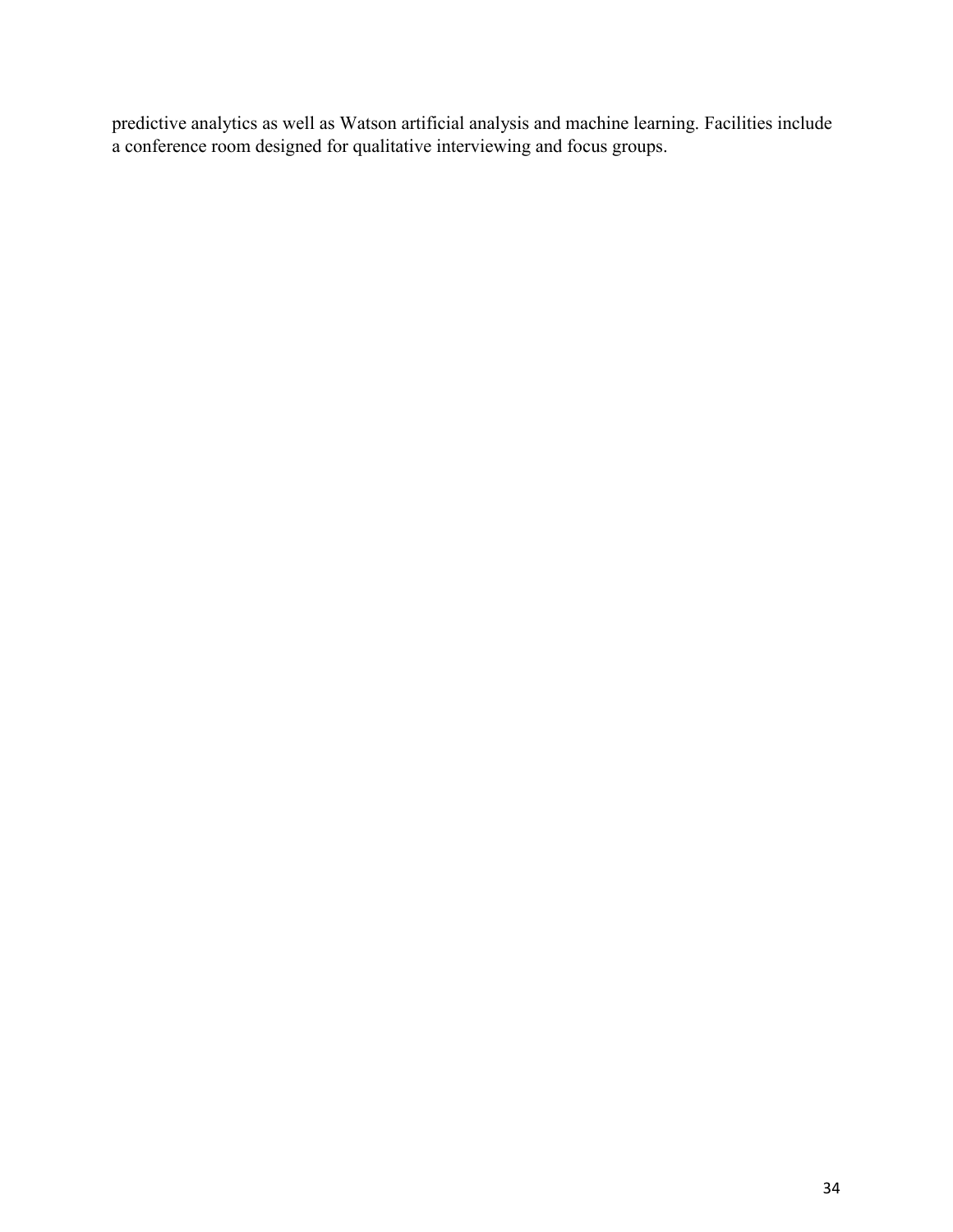predictive analytics as well as Watson artificial analysis and machine learning. Facilities include a conference room designed for qualitative interviewing and focus groups.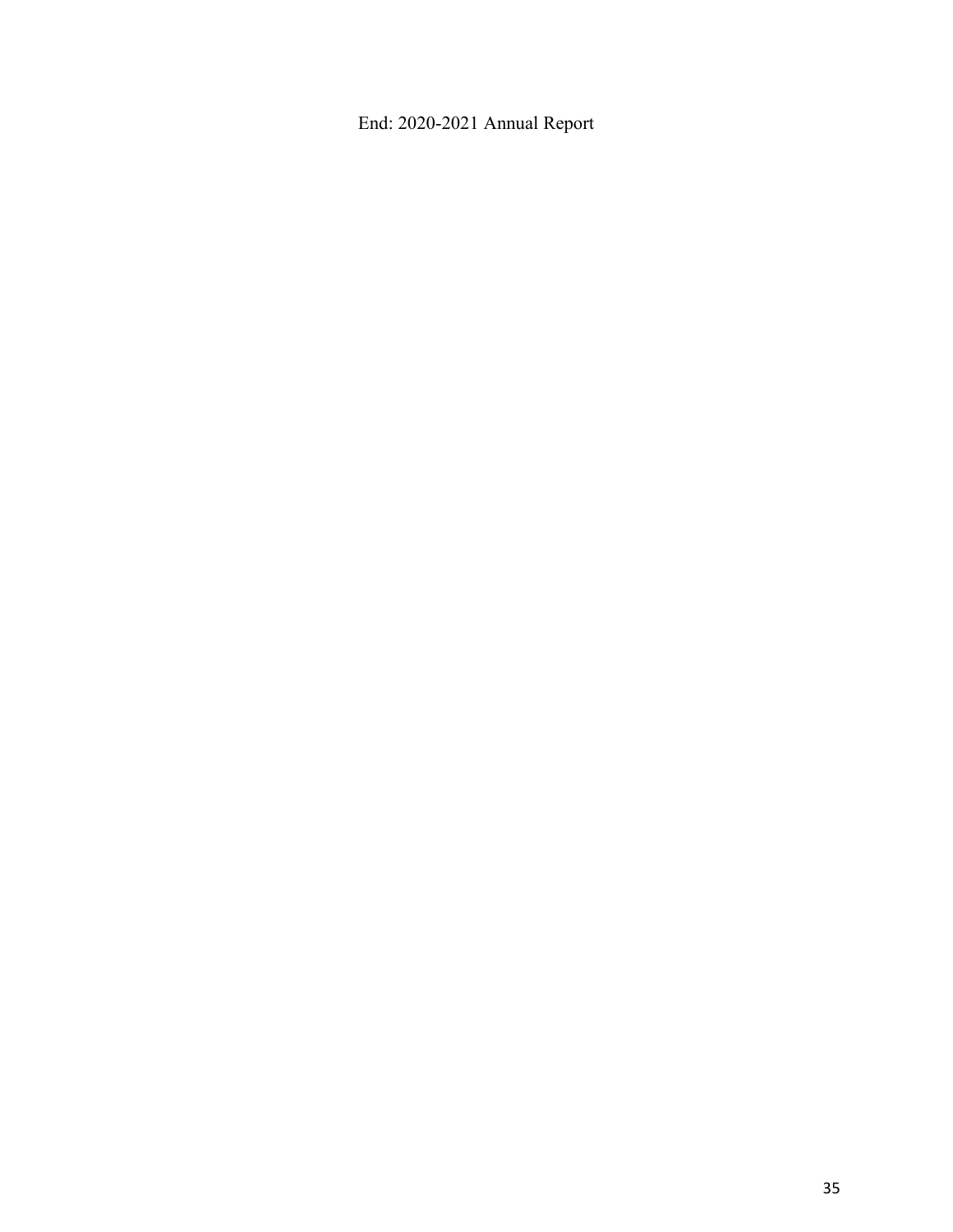End: 2020-2021 Annual Report